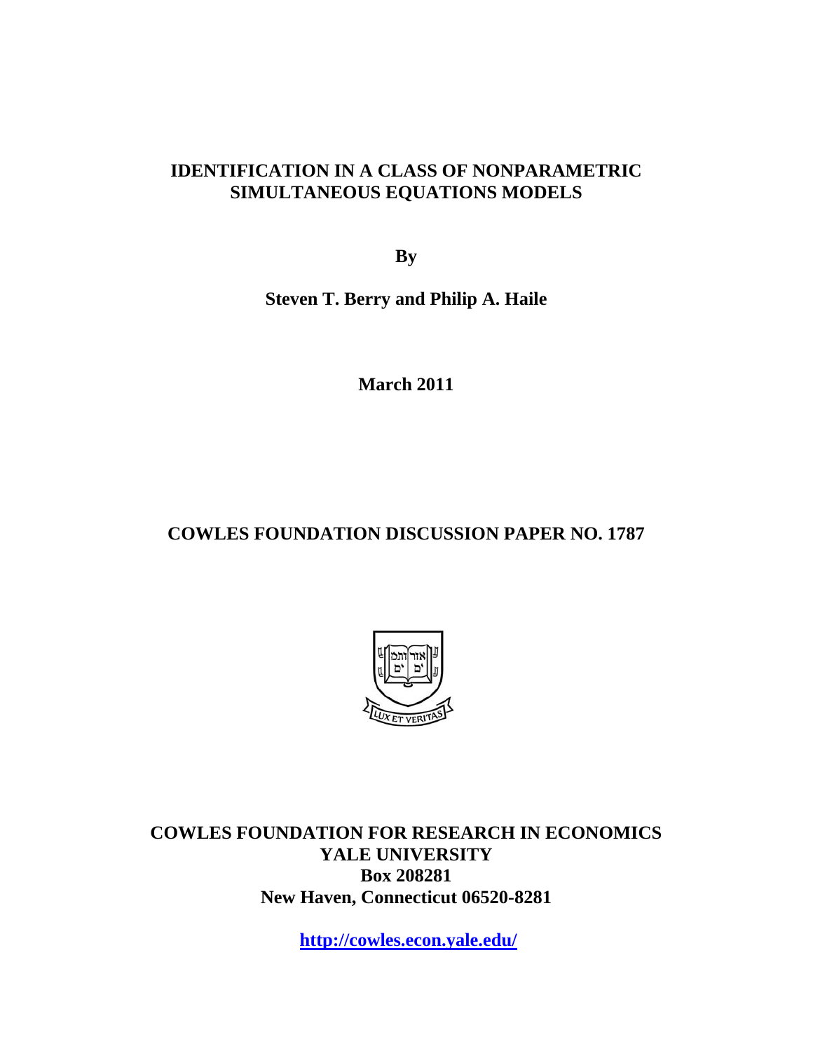# IDENTIFICATION IN A CLASS OF NONPARAMETRIC SIMULTANEOUS EQUATIONS MODELS

**By**

**Steven T. Berry and Philip A. Haile**

**March 2011**

**COWLES FOUNDATION DISCUSSION PAPER NO. 1787**

**COWLES FOUNDATION FOR RESEARCH IN ECONOMICS**
**YALE UNIVERSITY**
**Box 208281**
**New Haven, Connecticut 06520-8281**

**http://cowles.econ.yale.edu/**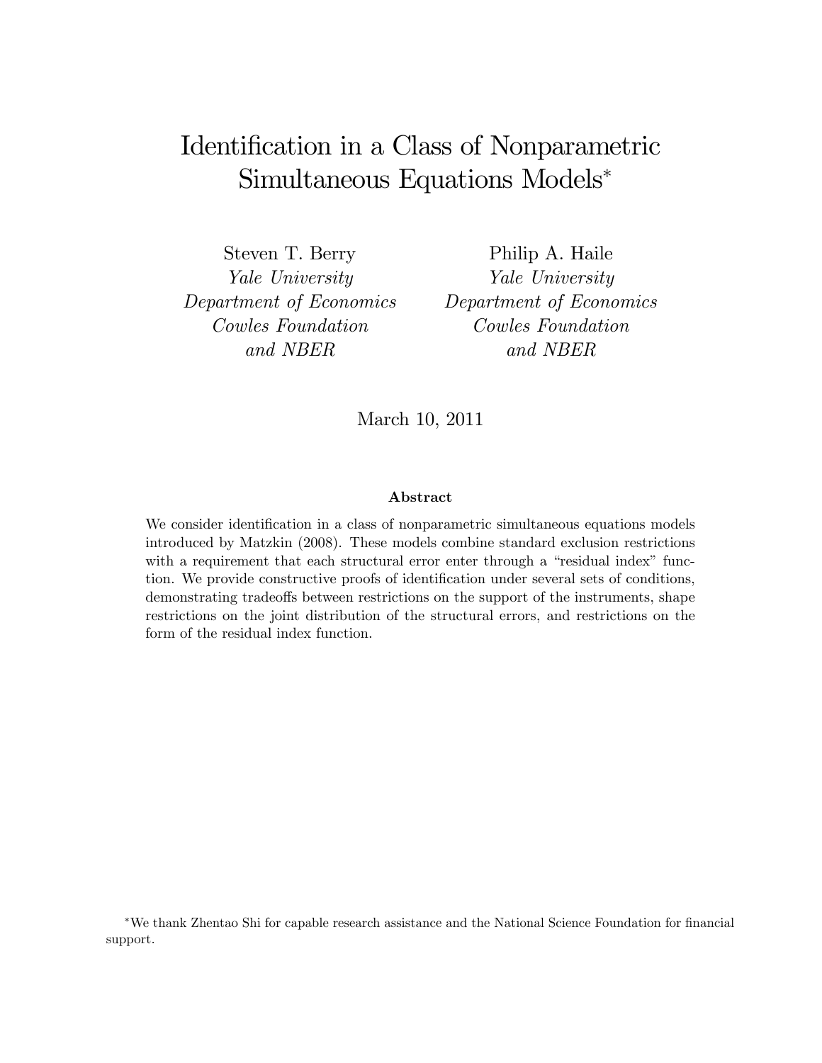# Identification in a Class of Nonparametric Simultaneous Equations Models*

Steven T. Berry  
*Yale University*  
*Department of Economics*  
*Cowles Foundation*  
*and NBER*

Philip A. Haile  
*Yale University*  
*Department of Economics*  
*Cowles Foundation*  
*and NBER*

March 10, 2011

**Abstract**

We consider identification in a class of nonparametric simultaneous equations models introduced by Matzkin (2008). These models combine standard exclusion restrictions with a requirement that each structural error enter through a "residual index" function. We provide constructive proofs of identification under several sets of conditions, demonstrating tradeoffs between restrictions on the support of the instruments, shape restrictions on the joint distribution of the structural errors, and restrictions on the form of the residual index function.

*We thank Zhentao Shi for capable research assistance and the National Science Foundation for financial support.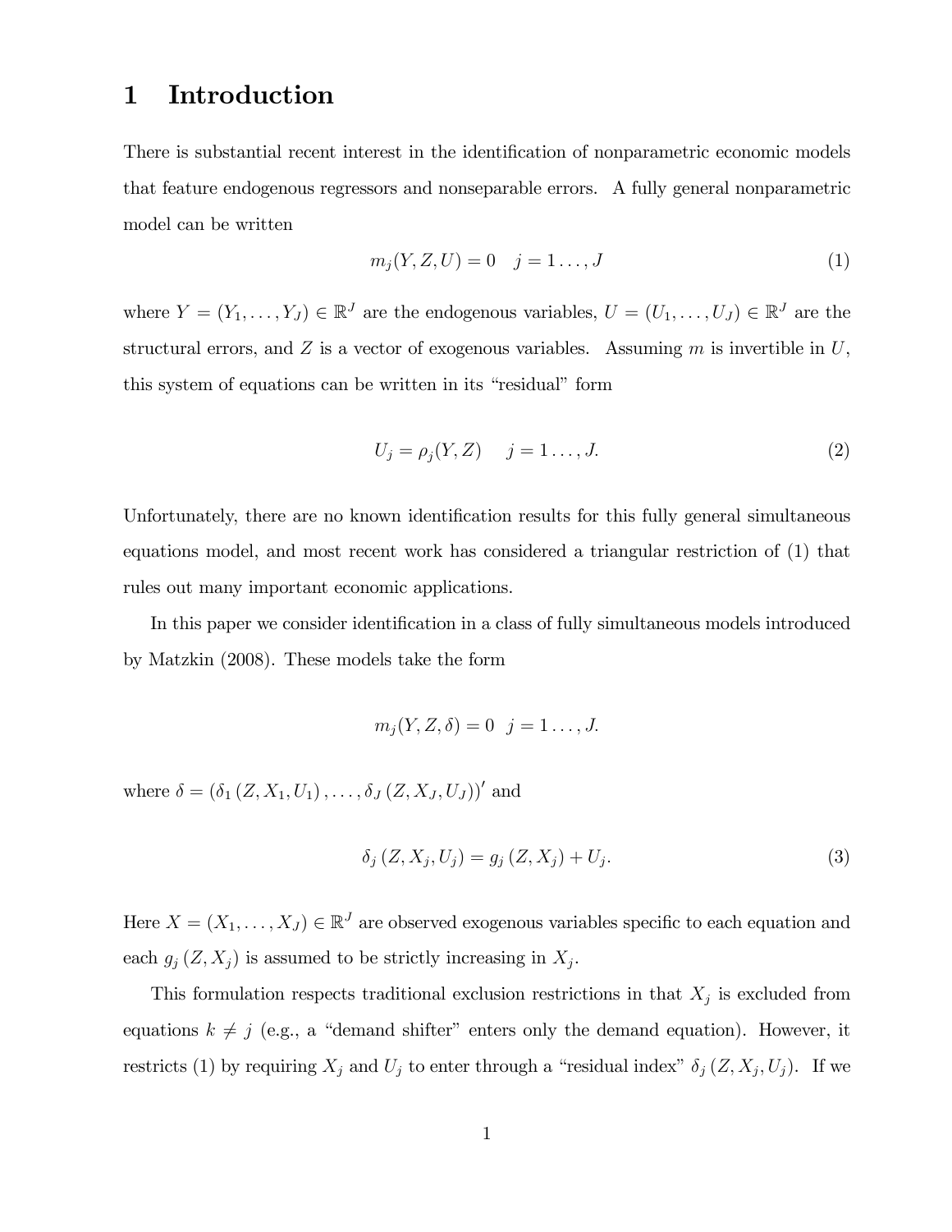# 1 Introduction

There is substantial recent interest in the identification of nonparametric economic models that feature endogenous regressors and nonseparable errors. A fully general nonparametric model can be written

$$m_j(Y, Z, U) = 0 \quad j = 1 \ldots, J \tag{1}$$

where $Y = (Y_1, \ldots, Y_J) \in \mathbb{R}^J$ are the endogenous variables, $U = (U_1, \ldots, U_J) \in \mathbb{R}^J$ are the structural errors, and $Z$ is a vector of exogenous variables. Assuming $m$ is invertible in $U$, this system of equations can be written in its "residual" form

$$U_j = \rho_j(Y, Z) \quad j = 1 \ldots, J. \tag{2}$$

Unfortunately, there are no known identification results for this fully general simultaneous equations model, and most recent work has considered a triangular restriction of (1) that rules out many important economic applications.

In this paper we consider identification in a class of fully simultaneous models introduced by Matzkin (2008). These models take the form

$$m_j(Y, Z, \delta) = 0 \quad j = 1 \ldots, J.$$

where $\delta = (\delta_1(Z, X_1, U_1), \ldots, \delta_J(Z, X_J, U_J))'$ and

$$\delta_j(Z, X_j, U_j) = g_j(Z, X_j) + U_j. \tag{3}$$

Here $X = (X_1, \ldots, X_J) \in \mathbb{R}^J$ are observed exogenous variables specific to each equation and each $g_j(Z, X_j)$ is assumed to be strictly increasing in $X_j$.

This formulation respects traditional exclusion restrictions in that $X_j$ is excluded from equations $k \neq j$ (e.g., a "demand shifter" enters only the demand equation). However, it restricts (1) by requiring $X_j$ and $U_j$ to enter through a "residual index" $\delta_j(Z, X_j, U_j)$. If we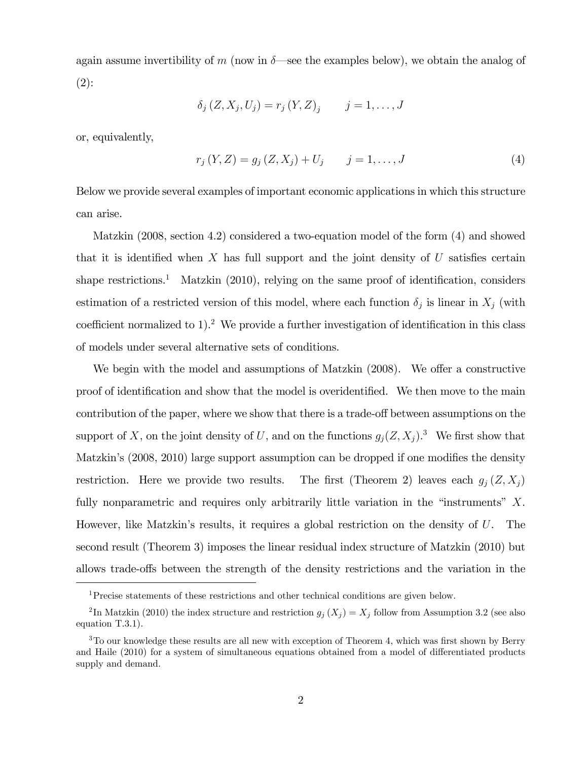again assume invertibility of $m$ (now in $\delta$—see the examples below), we obtain the analog of (2):

$$\delta_j(Z, X_j, U_j) = r_j(Y, Z)_j \qquad j = 1, \ldots, J$$

or, equivalently,

$$r_j(Y, Z) = g_j(Z, X_j) + U_j \qquad j = 1, \ldots, J \tag{4}$$

Below we provide several examples of important economic applications in which this structure can arise.

Matzkin (2008, section 4.2) considered a two-equation model of the form (4) and showed that it is identified when $X$ has full support and the joint density of $U$ satisfies certain shape restrictions.[1] Matzkin (2010), relying on the same proof of identification, considers estimation of a restricted version of this model, where each function $\delta_j$ is linear in $X_j$ (with coefficient normalized to 1).[2] We provide a further investigation of identification in this class of models under several alternative sets of conditions.

We begin with the model and assumptions of Matzkin (2008). We offer a constructive proof of identification and show that the model is overidentified. We then move to the main contribution of the paper, where we show that there is a trade-off between assumptions on the support of $X$, on the joint density of $U$, and on the functions $g_j(Z, X_j)$.[3] We first show that Matzkin's (2008, 2010) large support assumption can be dropped if one modifies the density restriction. Here we provide two results. The first (Theorem 2) leaves each $g_j(Z, X_j)$ fully nonparametric and requires only arbitrarily little variation in the "instruments" $X$. However, like Matzkin's results, it requires a global restriction on the density of $U$. The second result (Theorem 3) imposes the linear residual index structure of Matzkin (2010) but allows trade-offs between the strength of the density restrictions and the variation in the

[1] Precise statements of these restrictions and other technical conditions are given below.

[2] In Matzkin (2010) the index structure and restriction $g_j(X_j) = X_j$ follow from Assumption 3.2 (see also equation T.3.1).

[3] To our knowledge these results are all new with exception of Theorem 4, which was first shown by Berry and Haile (2010) for a system of simultaneous equations obtained from a model of differentiated products supply and demand.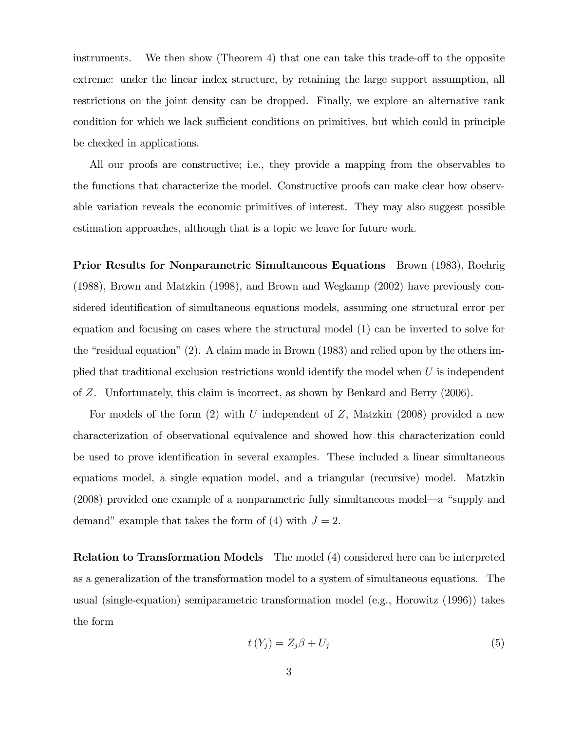instruments. We then show (Theorem 4) that one can take this trade-off to the opposite extreme: under the linear index structure, by retaining the large support assumption, all restrictions on the joint density can be dropped. Finally, we explore an alternative rank condition for which we lack sufficient conditions on primitives, but which could in principle be checked in applications.

All our proofs are constructive; i.e., they provide a mapping from the observables to the functions that characterize the model. Constructive proofs can make clear how observable variation reveals the economic primitives of interest. They may also suggest possible estimation approaches, although that is a topic we leave for future work.

**Prior Results for Nonparametric Simultaneous Equations** Brown (1983), Roehrig (1988), Brown and Matzkin (1998), and Brown and Wegkamp (2002) have previously considered identification of simultaneous equations models, assuming one structural error per equation and focusing on cases where the structural model (1) can be inverted to solve for the "residual equation" (2). A claim made in Brown (1983) and relied upon by the others implied that traditional exclusion restrictions would identify the model when $U$ is independent of $Z$. Unfortunately, this claim is incorrect, as shown by Benkard and Berry (2006).

For models of the form (2) with $U$ independent of $Z$, Matzkin (2008) provided a new characterization of observational equivalence and showed how this characterization could be used to prove identification in several examples. These included a linear simultaneous equations model, a single equation model, and a triangular (recursive) model. Matzkin (2008) provided one example of a nonparametric fully simultaneous model—a "supply and demand" example that takes the form of (4) with $J = 2$.

**Relation to Transformation Models** The model (4) considered here can be interpreted as a generalization of the transformation model to a system of simultaneous equations. The usual (single-equation) semiparametric transformation model (e.g., Horowitz (1996)) takes the form

$$t(Y_j) = Z_j\beta + U_j \tag{5}$$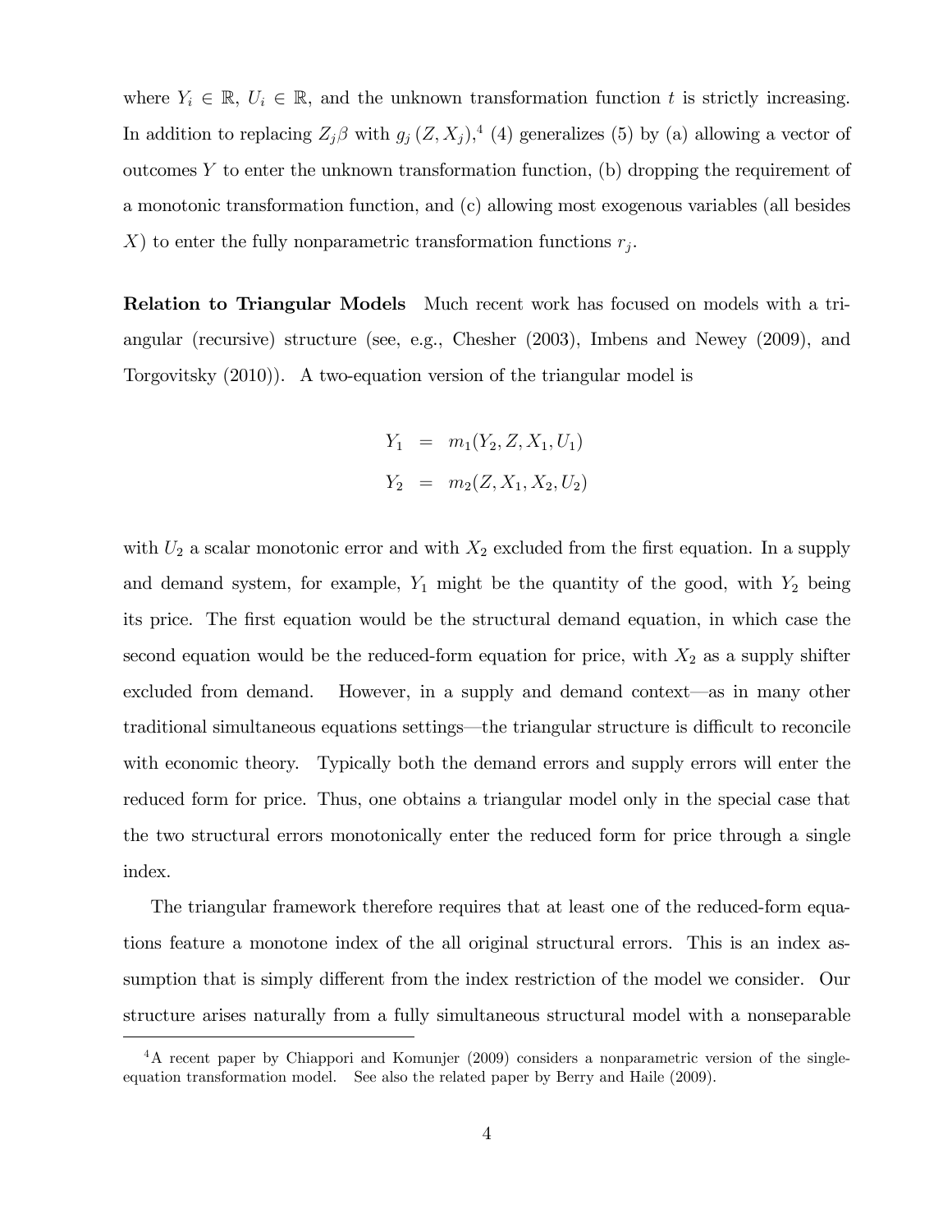where $Y_i \in \mathbb{R}$, $U_i \in \mathbb{R}$, and the unknown transformation function $t$ is strictly increasing. In addition to replacing $Z_j\beta$ with $g_j(Z, X_j)$,[4] (4) generalizes (5) by (a) allowing a vector of outcomes $Y$ to enter the unknown transformation function, (b) dropping the requirement of a monotonic transformation function, and (c) allowing most exogenous variables (all besides $X$) to enter the fully nonparametric transformation functions $r_j$.

**Relation to Triangular Models** Much recent work has focused on models with a triangular (recursive) structure (see, e.g., Chesher (2003), Imbens and Newey (2009), and Torgovitsky (2010)). A two-equation version of the triangular model is

$$
\begin{aligned}
Y_1 &= m_1(Y_2, Z, X_1, U_1) \\
Y_2 &= m_2(Z, X_1, X_2, U_2)
\end{aligned}
$$

with $U_2$ a scalar monotonic error and with $X_2$ excluded from the first equation. In a supply and demand system, for example, $Y_1$ might be the quantity of the good, with $Y_2$ being its price. The first equation would be the structural demand equation, in which case the second equation would be the reduced-form equation for price, with $X_2$ as a supply shifter excluded from demand. However, in a supply and demand context—as in many other traditional simultaneous equations settings—the triangular structure is difficult to reconcile with economic theory. Typically both the demand errors and supply errors will enter the reduced form for price. Thus, one obtains a triangular model only in the special case that the two structural errors monotonically enter the reduced form for price through a single index.

The triangular framework therefore requires that at least one of the reduced-form equations feature a monotone index of the all original structural errors. This is an index assumption that is simply different from the index restriction of the model we consider. Our structure arises naturally from a fully simultaneous structural model with a nonseparable

[4] A recent paper by Chiappori and Komunjer (2009) considers a nonparametric version of the single-equation transformation model. See also the related paper by Berry and Haile (2009).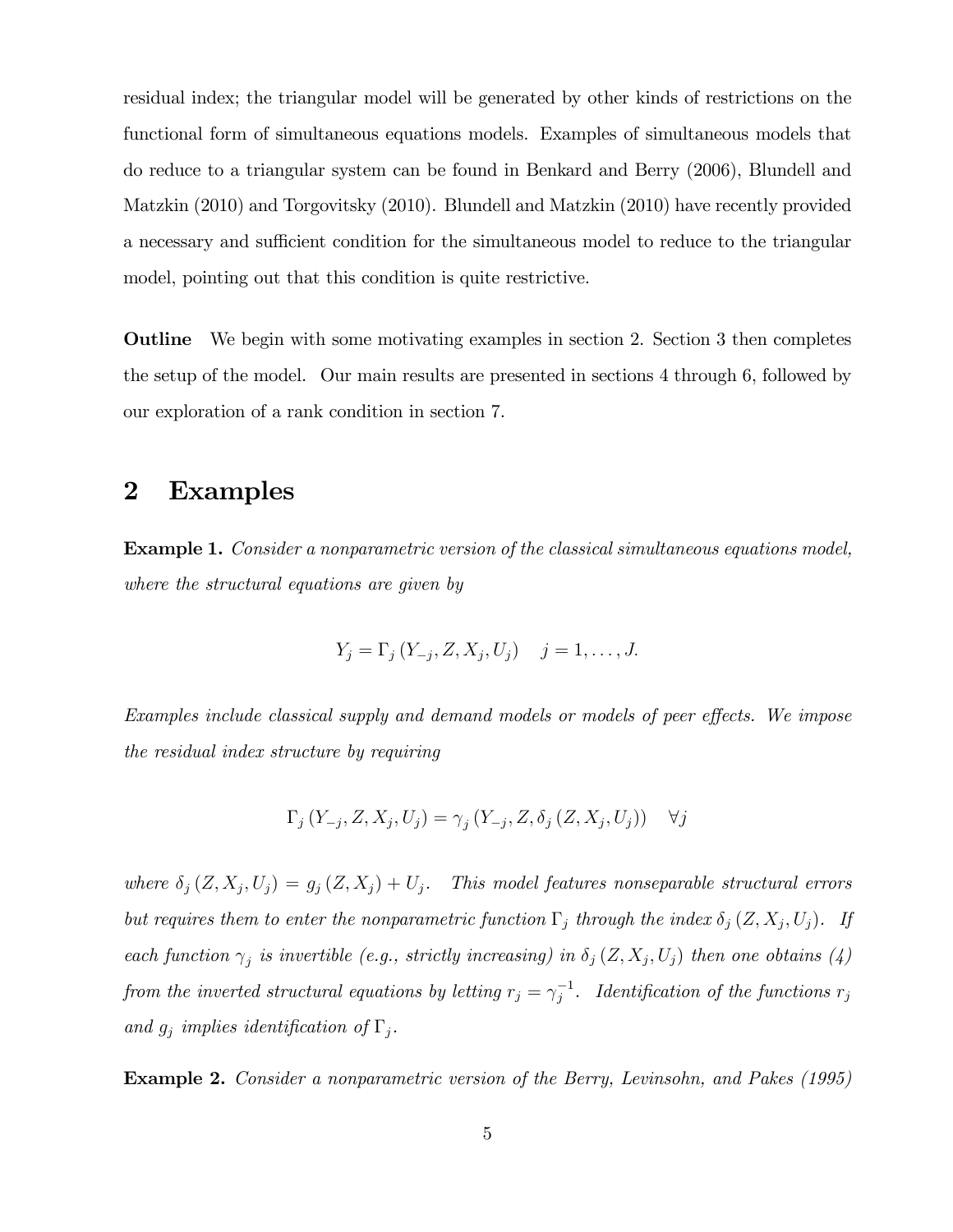residual index; the triangular model will be generated by other kinds of restrictions on the functional form of simultaneous equations models. Examples of simultaneous models that do reduce to a triangular system can be found in Benkard and Berry (2006), Blundell and Matzkin (2010) and Torgovitsky (2010). Blundell and Matzkin (2010) have recently provided a necessary and sufficient condition for the simultaneous model to reduce to the triangular model, pointing out that this condition is quite restrictive.

**Outline** We begin with some motivating examples in section 2. Section 3 then completes the setup of the model. Our main results are presented in sections 4 through 6, followed by our exploration of a rank condition in section 7.

## 2 Examples

**Example 1.** *Consider a nonparametric version of the classical simultaneous equations model, where the structural equations are given by*

$$Y_j = \Gamma_j\left(Y_{-j}, Z, X_j, U_j\right) \quad j = 1, \ldots, J.$$

*Examples include classical supply and demand models or models of peer effects. We impose the residual index structure by requiring*

$$\Gamma_j\left(Y_{-j}, Z, X_j, U_j\right) = \gamma_j\left(Y_{-j}, Z, \delta_j\left(Z, X_j, U_j\right)\right) \quad \forall j$$

*where $\delta_j\left(Z, X_j, U_j\right) = g_j\left(Z, X_j\right) + U_j$. This model features nonseparable structural errors but requires them to enter the nonparametric function $\Gamma_j$ through the index $\delta_j\left(Z, X_j, U_j\right)$. If each function $\gamma_j$ is invertible (e.g., strictly increasing) in $\delta_j\left(Z, X_j, U_j\right)$ then one obtains (4) from the inverted structural equations by letting $r_j = \gamma_j^{-1}$. Identification of the functions $r_j$ and $g_j$ implies identification of $\Gamma_j$.*

**Example 2.** *Consider a nonparametric version of the Berry, Levinsohn, and Pakes (1995)*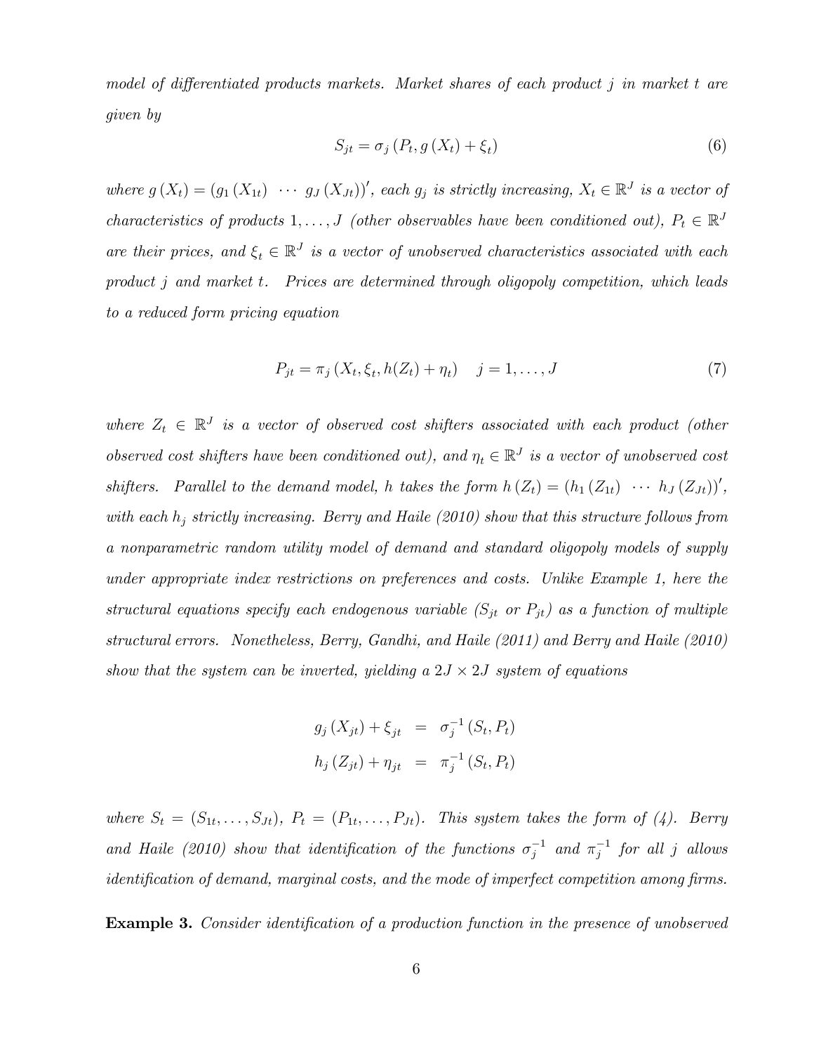*model of differentiated products markets. Market shares of each product $j$ in market $t$ are given by*

$$S_{jt} = \sigma_j \left(P_t, g\left(X_t\right) + \xi_t\right) \tag{6}$$

*where $g\left(X_t\right) = \left(g_1\left(X_{1t}\right) \ \cdots \ g_J\left(X_{Jt}\right)\right)'$, each $g_j$ is strictly increasing, $X_t \in \mathbb{R}^J$ is a vector of characteristics of products $1, \ldots, J$ (other observables have been conditioned out), $P_t \in \mathbb{R}^J$ are their prices, and $\xi_t \in \mathbb{R}^J$ is a vector of unobserved characteristics associated with each product $j$ and market $t$. Prices are determined through oligopoly competition, which leads to a reduced form pricing equation*

$$P_{jt} = \pi_j \left(X_t, \xi_t, h(Z_t) + \eta_t\right) \quad j = 1, \ldots, J \tag{7}$$

*where $Z_t \in \mathbb{R}^J$ is a vector of observed cost shifters associated with each product (other observed cost shifters have been conditioned out), and $\eta_t \in \mathbb{R}^J$ is a vector of unobserved cost shifters. Parallel to the demand model, $h$ takes the form $h\left(Z_t\right) = \left(h_1\left(Z_{1t}\right) \ \cdots \ h_J\left(Z_{Jt}\right)\right)'$, with each $h_j$ strictly increasing. Berry and Haile (2010) show that this structure follows from a nonparametric random utility model of demand and standard oligopoly models of supply under appropriate index restrictions on preferences and costs. Unlike Example 1, here the structural equations specify each endogenous variable ($S_{jt}$ or $P_{jt}$) as a function of multiple structural errors. Nonetheless, Berry, Gandhi, and Haile (2011) and Berry and Haile (2010) show that the system can be inverted, yielding a $2J \times 2J$ system of equations*

$$\begin{aligned}
g_j\left(X_{jt}\right) + \xi_{jt} &= \sigma_j^{-1}\left(S_t, P_t\right) \\
h_j\left(Z_{jt}\right) + \eta_{jt} &= \pi_j^{-1}\left(S_t, P_t\right)
\end{aligned}$$

*where $S_t = \left(S_{1t}, \ldots, S_{Jt}\right)$, $P_t = \left(P_{1t}, \ldots, P_{Jt}\right)$. This system takes the form of (4). Berry and Haile (2010) show that identification of the functions $\sigma_j^{-1}$ and $\pi_j^{-1}$ for all $j$ allows identification of demand, marginal costs, and the mode of imperfect competition among firms.*

**Example 3.** *Consider identification of a production function in the presence of unobserved*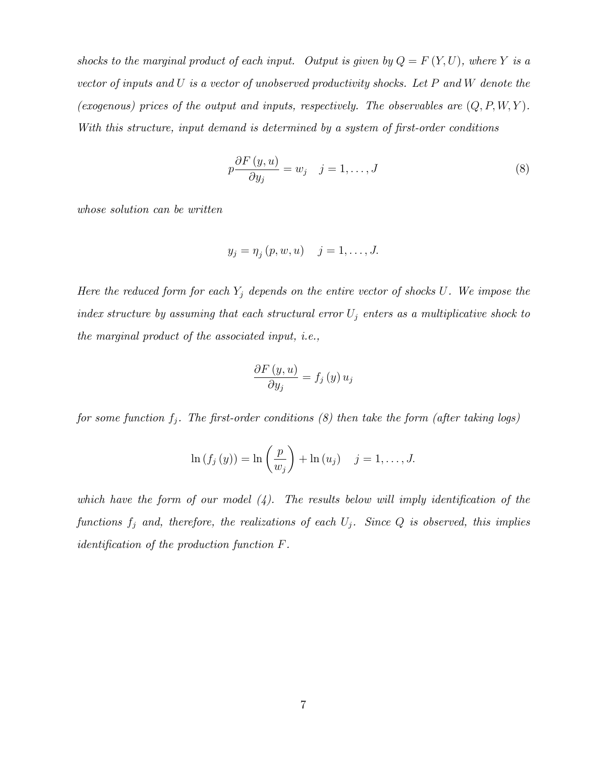*shocks to the marginal product of each input. Output is given by $Q = F(Y, U)$, where $Y$ is a vector of inputs and $U$ is a vector of unobserved productivity shocks. Let $P$ and $W$ denote the (exogenous) prices of the output and inputs, respectively. The observables are $(Q, P, W, Y)$. With this structure, input demand is determined by a system of first-order conditions*

$$p \frac{\partial F(y, u)}{\partial y_j} = w_j \quad j = 1, \ldots, J \tag{8}$$

*whose solution can be written*

$$y_j = \eta_j(p, w, u) \quad j = 1, \ldots, J.$$

*Here the reduced form for each $Y_j$ depends on the entire vector of shocks $U$. We impose the index structure by assuming that each structural error $U_j$ enters as a multiplicative shock to the marginal product of the associated input, i.e.,*

$$\frac{\partial F(y, u)}{\partial y_j} = f_j(y) u_j$$

*for some function $f_j$. The first-order conditions (8) then take the form (after taking logs)*

$$\ln(f_j(y)) = \ln\left(\frac{p}{w_j}\right) + \ln(u_j) \quad j = 1, \ldots, J.$$

*which have the form of our model (4). The results below will imply identification of the functions $f_j$ and, therefore, the realizations of each $U_j$. Since $Q$ is observed, this implies identification of the production function $F$.*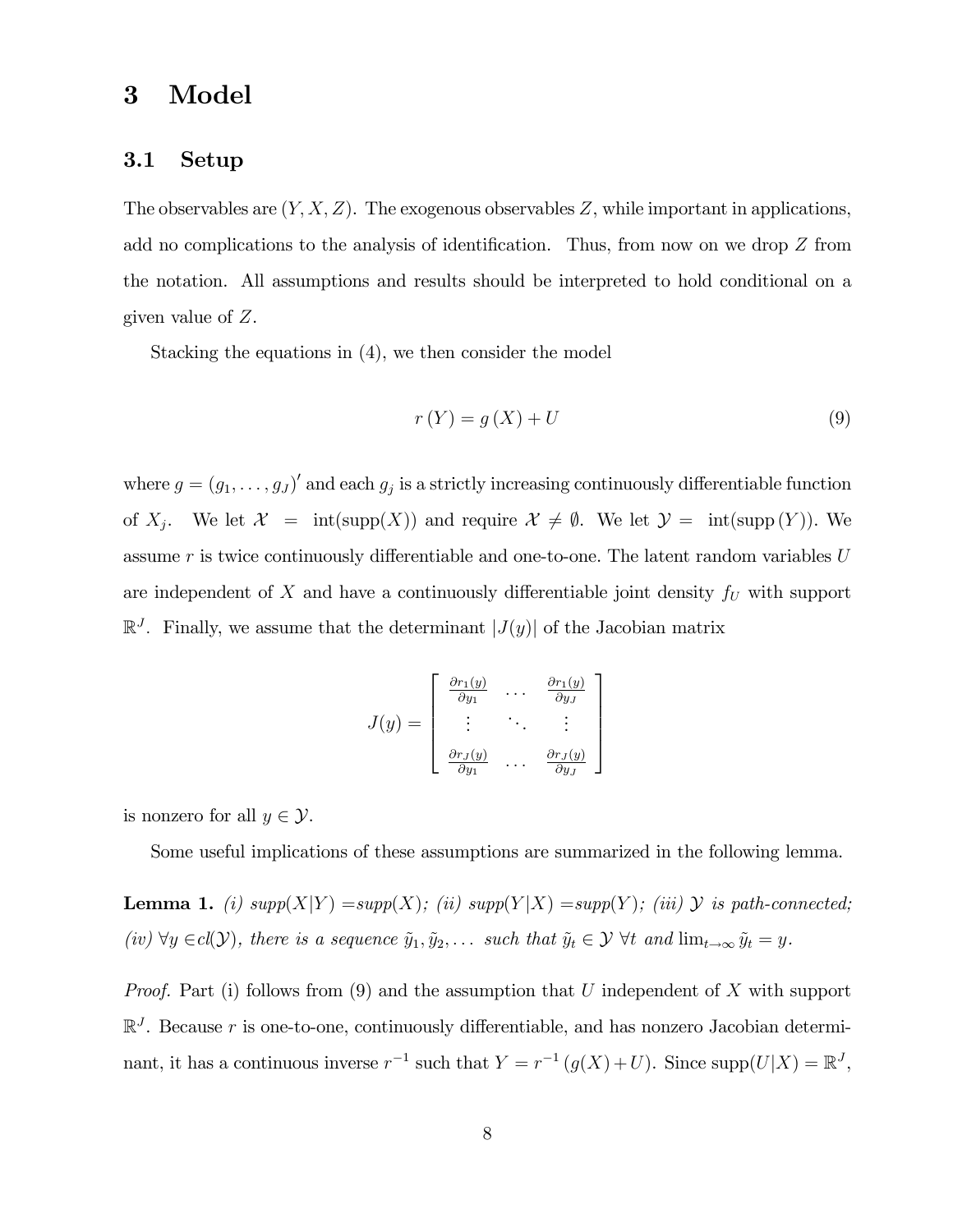# 3 Model

## 3.1 Setup

The observables are $(Y, X, Z)$. The exogenous observables $Z$, while important in applications, add no complications to the analysis of identification. Thus, from now on we drop $Z$ from the notation. All assumptions and results should be interpreted to hold conditional on a given value of $Z$.

Stacking the equations in (4), we then consider the model

$$r(Y) = g(X) + U \tag{9}$$

where $g = (g_1, \ldots, g_J)'$ and each $g_j$ is a strictly increasing continuously differentiable function of $X_j$. We let $\mathcal{X} = \text{int}(\text{supp}(X))$ and require $\mathcal{X} \neq \emptyset$. We let $\mathcal{Y} = \text{int}(\text{supp}(Y))$. We assume $r$ is twice continuously differentiable and one-to-one. The latent random variables $U$ are independent of $X$ and have a continuously differentiable joint density $f_U$ with support $\mathbb{R}^J$. Finally, we assume that the determinant $|J(y)|$ of the Jacobian matrix

$$J(y) = \begin{bmatrix} \frac{\partial r_1(y)}{\partial y_1} & \cdots & \frac{\partial r_1(y)}{\partial y_J} \\ \vdots & \ddots & \vdots \\ \frac{\partial r_J(y)}{\partial y_1} & \cdots & \frac{\partial r_J(y)}{\partial y_J} \end{bmatrix}$$

is nonzero for all $y \in \mathcal{Y}$.

Some useful implications of these assumptions are summarized in the following lemma.

**Lemma 1.** *(i) supp$(X|Y)$ =supp$(X)$; (ii) supp$(Y|X)$ =supp$(Y)$; (iii) $\mathcal{Y}$ is path-connected; (iv) $\forall y \in$cl$(\mathcal{Y})$, there is a sequence $\tilde{y}_1, \tilde{y}_2, \ldots$ such that $\tilde{y}_t \in \mathcal{Y}$ $\forall t$ and $\lim_{t\to\infty} \tilde{y}_t = y$.*

*Proof.* Part (i) follows from (9) and the assumption that $U$ independent of $X$ with support $\mathbb{R}^J$. Because $r$ is one-to-one, continuously differentiable, and has nonzero Jacobian determinant, it has a continuous inverse $r^{-1}$ such that $Y = r^{-1}(g(X) + U)$. Since supp$(U|X) = \mathbb{R}^J$,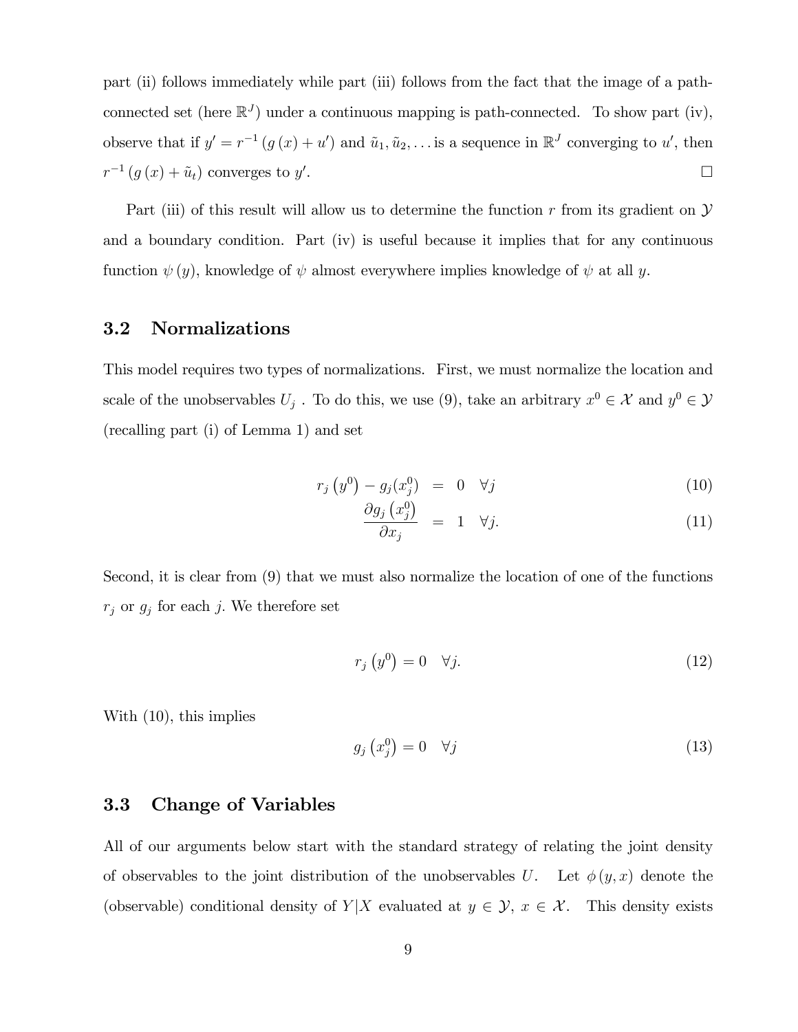part (ii) follows immediately while part (iii) follows from the fact that the image of a path-connected set (here $\mathbb{R}^J$) under a continuous mapping is path-connected. To show part (iv), observe that if $y' = r^{-1}(g(x) + u')$ and $\tilde{u}_1, \tilde{u}_2, \ldots$ is a sequence in $\mathbb{R}^J$ converging to $u'$, then $r^{-1}(g(x) + \tilde{u}_t)$ converges to $y'$. $\square$

Part (iii) of this result will allow us to determine the function $r$ from its gradient on $\mathcal{Y}$ and a boundary condition. Part (iv) is useful because it implies that for any continuous function $\psi(y)$, knowledge of $\psi$ almost everywhere implies knowledge of $\psi$ at all $y$.

### 3.2 Normalizations

This model requires two types of normalizations. First, we must normalize the location and scale of the unobservables $U_j$ . To do this, we use (9), take an arbitrary $x^0 \in \mathcal{X}$ and $y^0 \in \mathcal{Y}$ (recalling part (i) of Lemma 1) and set

$$r_j\left(y^0\right) - g_j(x_j^0) = 0 \quad \forall j \tag{10}$$

$$\frac{\partial g_j\left(x_j^0\right)}{\partial x_j} = 1 \quad \forall j. \tag{11}$$

Second, it is clear from (9) that we must also normalize the location of one of the functions $r_j$ or $g_j$ for each $j$. We therefore set

$$r_j\left(y^0\right) = 0 \quad \forall j. \tag{12}$$

With (10), this implies

$$g_j\left(x_j^0\right) = 0 \quad \forall j \tag{13}$$

### 3.3 Change of Variables

All of our arguments below start with the standard strategy of relating the joint density of observables to the joint distribution of the unobservables $U$. Let $\phi(y, x)$ denote the (observable) conditional density of $Y|X$ evaluated at $y \in \mathcal{Y}$, $x \in \mathcal{X}$. This density exists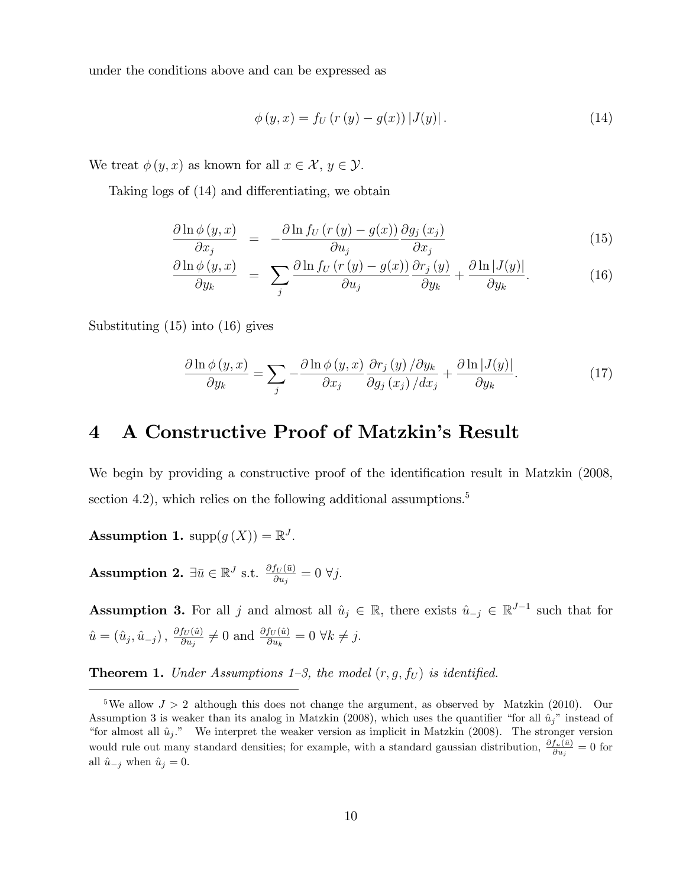under the conditions above and can be expressed as

$$\phi(y,x) = f_U(r(y) - g(x))\,|J(y)|\,. \tag{14}$$

We treat $\phi(y,x)$ as known for all $x \in \mathcal{X}$, $y \in \mathcal{Y}$.

Taking logs of (14) and differentiating, we obtain

$$\frac{\partial \ln \phi(y,x)}{\partial x_j} = -\frac{\partial \ln f_U(r(y) - g(x))}{\partial u_j}\frac{\partial g_j(x_j)}{\partial x_j} \tag{15}$$

$$\frac{\partial \ln \phi(y,x)}{\partial y_k} = \sum_j \frac{\partial \ln f_U(r(y) - g(x))}{\partial u_j}\frac{\partial r_j(y)}{\partial y_k} + \frac{\partial \ln |J(y)|}{\partial y_k}. \tag{16}$$

Substituting (15) into (16) gives

$$\frac{\partial \ln \phi(y,x)}{\partial y_k} = \sum_j -\frac{\partial \ln \phi(y,x)}{\partial x_j}\frac{\partial r_j(y)/\partial y_k}{\partial g_j(x_j)/dx_j} + \frac{\partial \ln |J(y)|}{\partial y_k}. \tag{17}$$

# 4 A Constructive Proof of Matzkin's Result

We begin by providing a constructive proof of the identification result in Matzkin (2008, section 4.2), which relies on the following additional assumptions.[5]

**Assumption 1.** $\text{supp}(g(X)) = \mathbb{R}^J$.

**Assumption 2.** $\exists \bar{u} \in \mathbb{R}^J$ s.t. $\frac{\partial f_U(\bar{u})}{\partial u_j} = 0\ \forall j$.

**Assumption 3.** For all $j$ and almost all $\hat{u}_j \in \mathbb{R}$, there exists $\hat{u}_{-j} \in \mathbb{R}^{J-1}$ such that for $\hat{u} = (\hat{u}_j, \hat{u}_{-j})$, $\frac{\partial f_U(\hat{u})}{\partial u_j} \neq 0$ and $\frac{\partial f_U(\hat{u})}{\partial u_k} = 0\ \forall k \neq j$.

**Theorem 1.** *Under Assumptions 1–3, the model $(r, g, f_U)$ is identified.*

[5] We allow $J > 2$ although this does not change the argument, as observed by Matzkin (2010). Our Assumption 3 is weaker than its analog in Matzkin (2008), which uses the quantifier "for all $\hat{u}_j$" instead of "for almost all $\hat{u}_j$." We interpret the weaker version as implicit in Matzkin (2008). The stronger version would rule out many standard densities; for example, with a standard gaussian distribution, $\frac{\partial f_u(\hat{u})}{\partial u_j} = 0$ for all $\hat{u}_{-j}$ when $\hat{u}_j = 0$.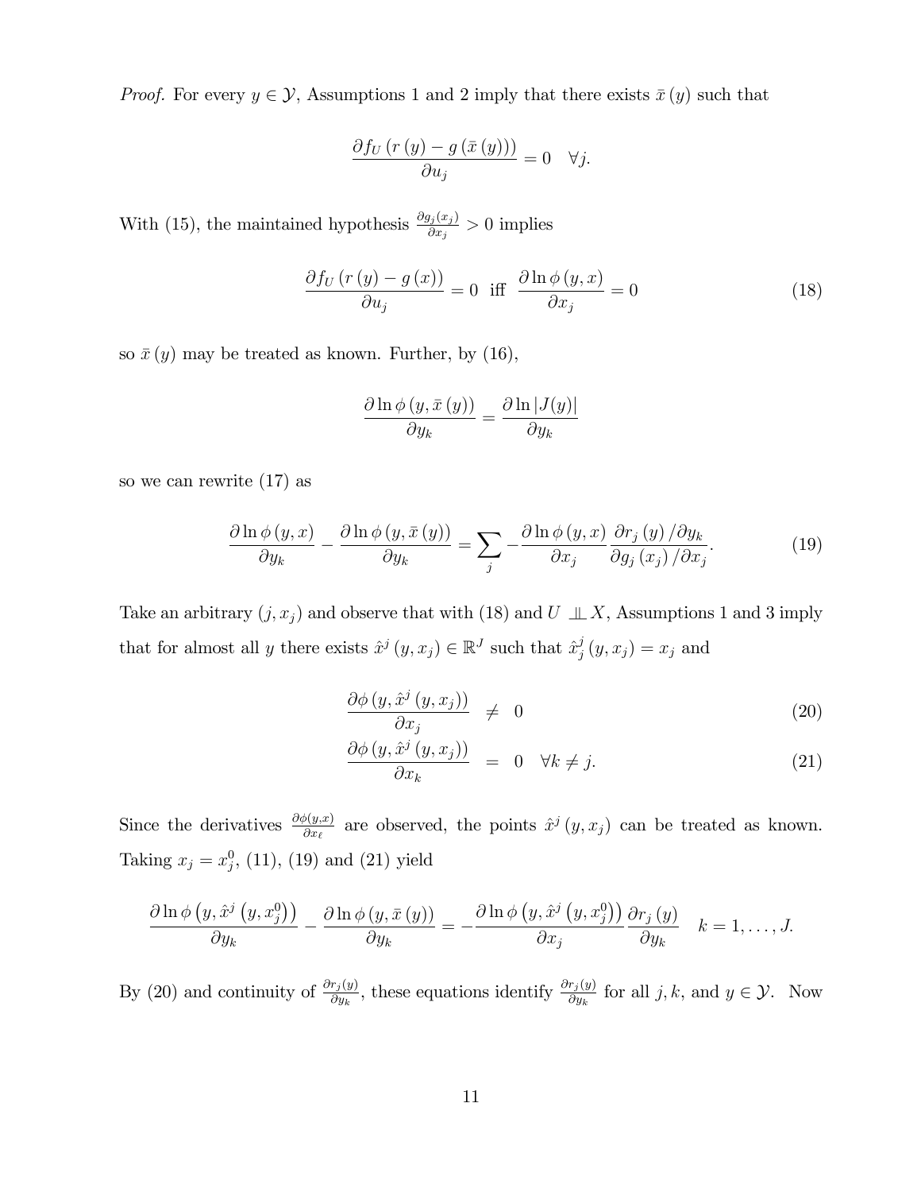*Proof.* For every $y \in \mathcal{Y}$, Assumptions 1 and 2 imply that there exists $\bar{x}(y)$ such that

$$\frac{\partial f_U(r(y) - g(\bar{x}(y)))}{\partial u_j} = 0 \quad \forall j.$$

With (15), the maintained hypothesis $\frac{\partial g_j(x_j)}{\partial x_j} > 0$ implies

$$\frac{\partial f_U(r(y) - g(x))}{\partial u_j} = 0 \;\text{ iff }\; \frac{\partial \ln \phi(y, x)}{\partial x_j} = 0 \tag{18}$$

so $\bar{x}(y)$ may be treated as known. Further, by (16),

$$\frac{\partial \ln \phi(y, \bar{x}(y))}{\partial y_k} = \frac{\partial \ln |J(y)|}{\partial y_k}$$

so we can rewrite (17) as

$$\frac{\partial \ln \phi(y, x)}{\partial y_k} - \frac{\partial \ln \phi(y, \bar{x}(y))}{\partial y_k} = \sum_j -\frac{\partial \ln \phi(y, x)}{\partial x_j} \frac{\partial r_j(y)/\partial y_k}{\partial g_j(x_j)/\partial x_j}. \tag{19}$$

Take an arbitrary $(j, x_j)$ and observe that with (18) and $U \perp\!\!\!\perp X$, Assumptions 1 and 3 imply that for almost all $y$ there exists $\hat{x}^j(y, x_j) \in \mathbb{R}^J$ such that $\hat{x}^j_j(y, x_j) = x_j$ and

$$\frac{\partial \phi(y, \hat{x}^j(y, x_j))}{\partial x_j} \neq 0 \tag{20}$$

$$\frac{\partial \phi(y, \hat{x}^j(y, x_j))}{\partial x_k} = 0 \quad \forall k \neq j. \tag{21}$$

Since the derivatives $\frac{\partial \phi(y,x)}{\partial x_\ell}$ are observed, the points $\hat{x}^j(y, x_j)$ can be treated as known. Taking $x_j = x_j^0$, (11), (19) and (21) yield

$$\frac{\partial \ln \phi\left(y, \hat{x}^j\left(y, x_j^0\right)\right)}{\partial y_k} - \frac{\partial \ln \phi(y, \bar{x}(y))}{\partial y_k} = -\frac{\partial \ln \phi\left(y, \hat{x}^j\left(y, x_j^0\right)\right)}{\partial x_j} \frac{\partial r_j(y)}{\partial y_k} \quad k = 1, \ldots, J.$$

By (20) and continuity of $\frac{\partial r_j(y)}{\partial y_k}$, these equations identify $\frac{\partial r_j(y)}{\partial y_k}$ for all $j, k$, and $y \in \mathcal{Y}$. Now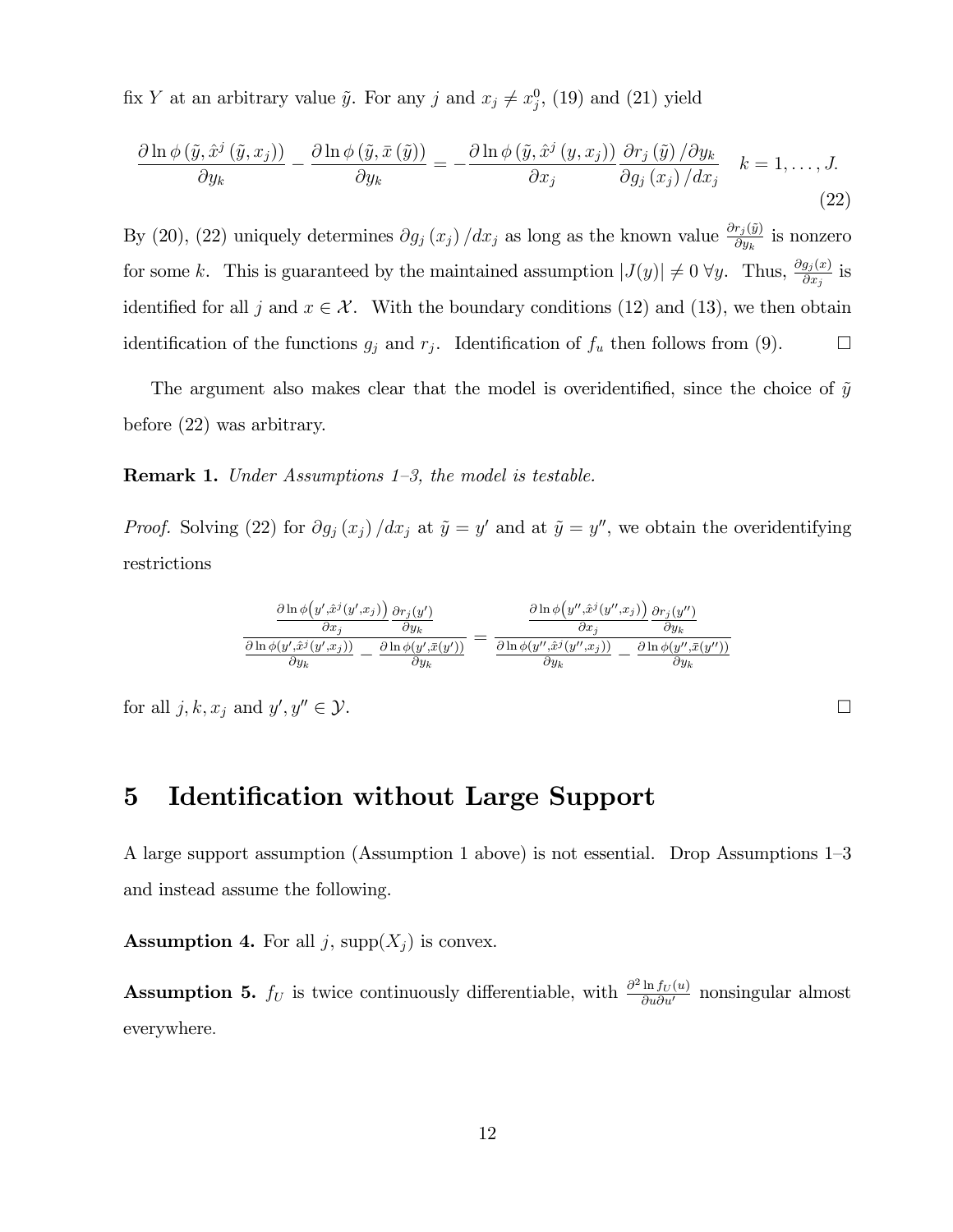fix $Y$ at an arbitrary value $\tilde{y}$. For any $j$ and $x_j \neq x_j^0$, (19) and (21) yield

$$\frac{\partial \ln \phi\left(\tilde{y}, \hat{x}^j\left(\tilde{y}, x_j\right)\right)}{\partial y_k} - \frac{\partial \ln \phi\left(\tilde{y}, \bar{x}\left(\tilde{y}\right)\right)}{\partial y_k} = -\frac{\partial \ln \phi\left(\tilde{y}, \hat{x}^j\left(y, x_j\right)\right)}{\partial x_j} \frac{\partial r_j\left(\tilde{y}\right)/\partial y_k}{\partial g_j\left(x_j\right)/dx_j} \quad k = 1, \ldots, J. \tag{22}$$

By (20), (22) uniquely determines $\partial g_j(x_j)/dx_j$ as long as the known value $\frac{\partial r_j(\tilde{y})}{\partial y_k}$ is nonzero for some $k$. This is guaranteed by the maintained assumption $|J(y)| \neq 0 \; \forall y$. Thus, $\frac{\partial g_j(x)}{\partial x_j}$ is identified for all $j$ and $x \in \mathcal{X}$. With the boundary conditions (12) and (13), we then obtain identification of the functions $g_j$ and $r_j$. Identification of $f_u$ then follows from (9). $\square$

The argument also makes clear that the model is overidentified, since the choice of $\tilde{y}$ before (22) was arbitrary.

**Remark 1.** *Under Assumptions 1–3, the model is testable.*

*Proof.* Solving (22) for $\partial g_j(x_j)/dx_j$ at $\tilde{y} = y'$ and at $\tilde{y} = y''$, we obtain the overidentifying restrictions

$$\frac{\frac{\partial \ln \phi\left(y', \hat{x}^j(y', x_j)\right)}{\partial x_j} \frac{\partial r_j(y')}{\partial y_k}}{\frac{\partial \ln \phi(y', \hat{x}^j(y', x_j))}{\partial y_k} - \frac{\partial \ln \phi(y', \bar{x}(y'))}{\partial y_k}} = \frac{\frac{\partial \ln \phi\left(y'', \hat{x}^j(y'', x_j)\right)}{\partial x_j} \frac{\partial r_j(y'')}{\partial y_k}}{\frac{\partial \ln \phi(y'', \hat{x}^j(y'', x_j))}{\partial y_k} - \frac{\partial \ln \phi(y'', \bar{x}(y''))}{\partial y_k}}$$

for all $j, k, x_j$ and $y', y'' \in \mathcal{Y}$. $\square$

# 5 Identification without Large Support

A large support assumption (Assumption 1 above) is not essential. Drop Assumptions 1–3 and instead assume the following.

**Assumption 4.** For all $j$, $\text{supp}(X_j)$ is convex.

**Assumption 5.** $f_U$ is twice continuously differentiable, with $\frac{\partial^2 \ln f_U(u)}{\partial u \partial u'}$ nonsingular almost everywhere.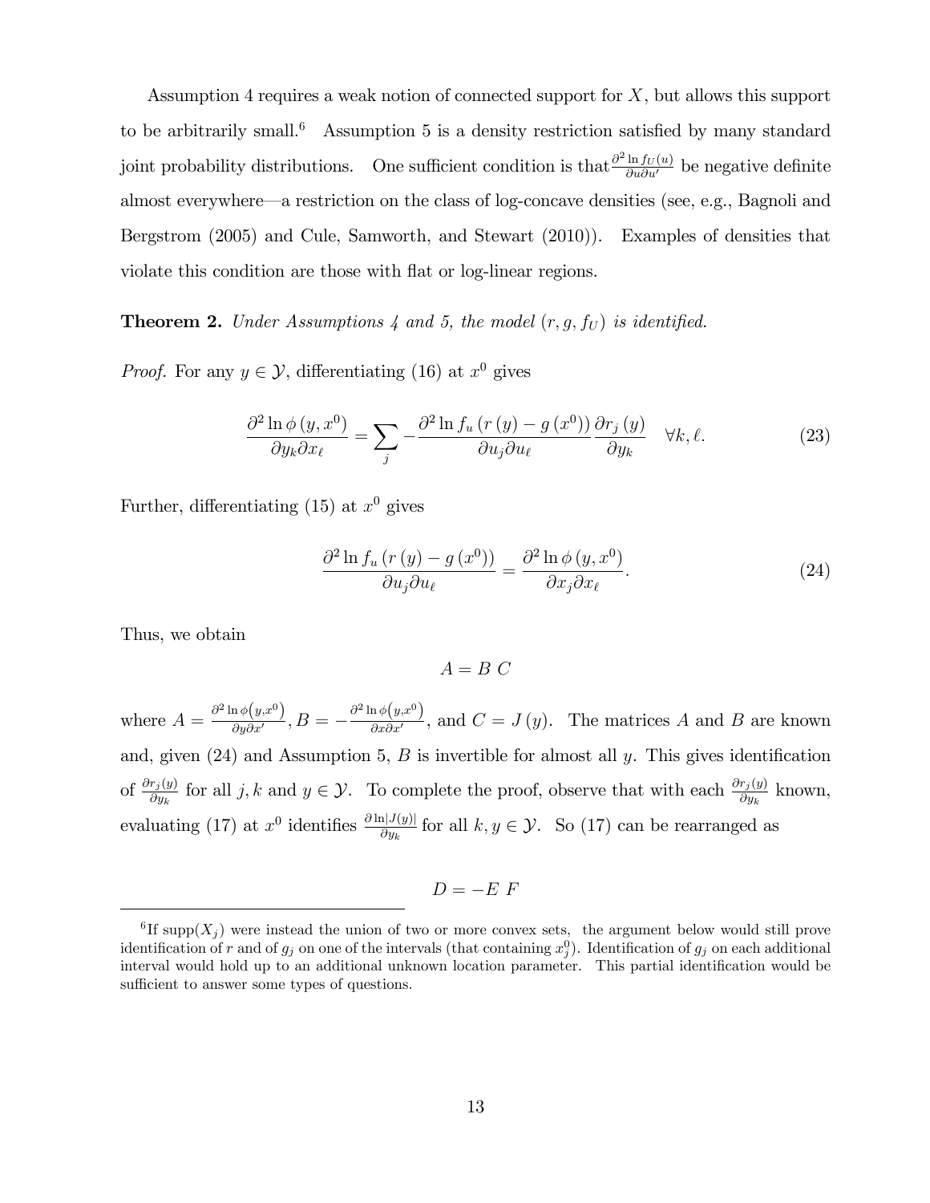Assumption 4 requires a weak notion of connected support for $X$, but allows this support to be arbitrarily small.[6] Assumption 5 is a density restriction satisfied by many standard joint probability distributions. One sufficient condition is that $\frac{\partial^2 \ln f_U(u)}{\partial u \partial u'}$ be negative definite almost everywhere—a restriction on the class of log-concave densities (see, e.g., Bagnoli and Bergstrom (2005) and Cule, Samworth, and Stewart (2010)). Examples of densities that violate this condition are those with flat or log-linear regions.

**Theorem 2.** *Under Assumptions 4 and 5, the model $(r, g, f_U)$ is identified.*

*Proof.* For any $y \in \mathcal{Y}$, differentiating (16) at $x^0$ gives

$$\frac{\partial^2 \ln \phi(y, x^0)}{\partial y_k \partial x_\ell} = \sum_j -\frac{\partial^2 \ln f_u(r(y) - g(x^0))}{\partial u_j \partial u_\ell} \frac{\partial r_j(y)}{\partial y_k} \quad \forall k, \ell. \tag{23}$$

Further, differentiating (15) at $x^0$ gives

$$\frac{\partial^2 \ln f_u(r(y) - g(x^0))}{\partial u_j \partial u_\ell} = \frac{\partial^2 \ln \phi(y, x^0)}{\partial x_j \partial x_\ell}. \tag{24}$$

Thus, we obtain

$$A = B\ C$$

where $A = \frac{\partial^2 \ln \phi(y, x^0)}{\partial y \partial x'}$, $B = -\frac{\partial^2 \ln \phi(y, x^0)}{\partial x \partial x'}$, and $C = J(y)$. The matrices $A$ and $B$ are known and, given (24) and Assumption 5, $B$ is invertible for almost all $y$. This gives identification of $\frac{\partial r_j(y)}{\partial y_k}$ for all $j, k$ and $y \in \mathcal{Y}$. To complete the proof, observe that with each $\frac{\partial r_j(y)}{\partial y_k}$ known, evaluating (17) at $x^0$ identifies $\frac{\partial \ln |J(y)|}{\partial y_k}$ for all $k, y \in \mathcal{Y}$. So (17) can be rearranged as

$$D = -E\ F$$

[6] If $\text{supp}(X_j)$ were instead the union of two or more convex sets, the argument below would still prove identification of $r$ and of $g_j$ on one of the intervals (that containing $x_j^0$). Identification of $g_j$ on each additional interval would hold up to an additional unknown location parameter. This partial identification would be sufficient to answer some types of questions.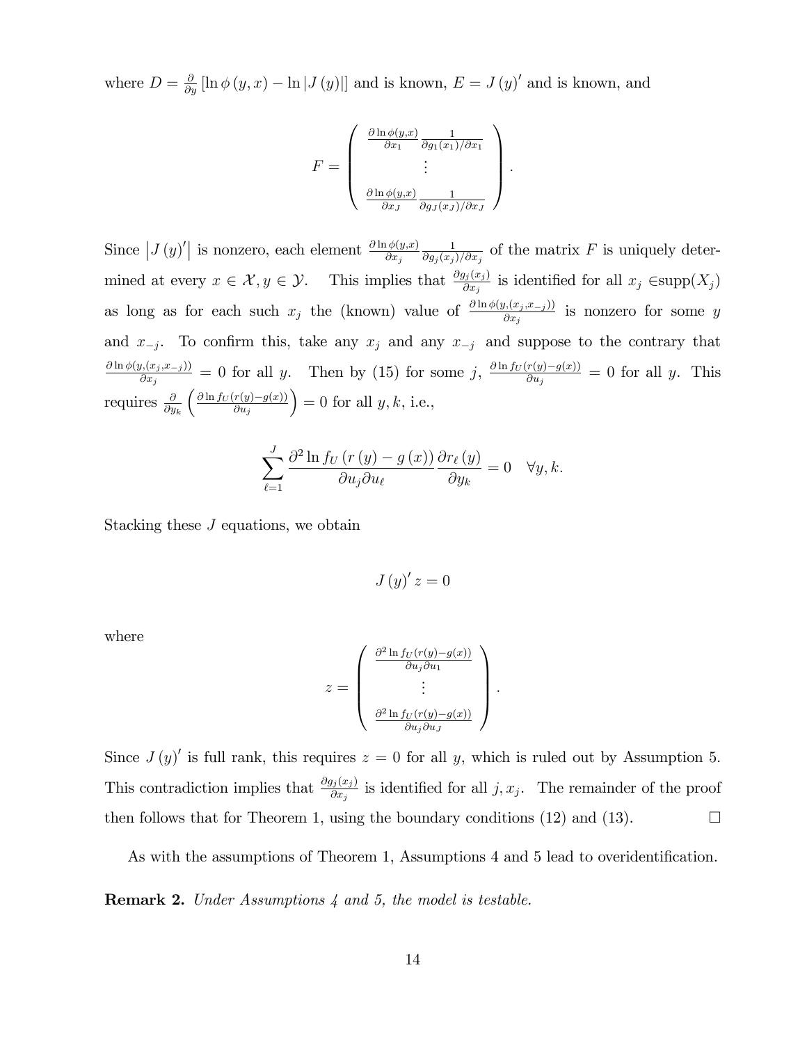where $D = \frac{\partial}{\partial y}\left[\ln \phi\left(y, x\right) - \ln\left|J\left(y\right)\right|\right]$ and is known, $E = J\left(y\right)'$ and is known, and

$$F = \begin{pmatrix} \frac{\partial \ln \phi(y,x)}{\partial x_1} \frac{1}{\partial g_1(x_1)/\partial x_1} \\ \vdots \\ \frac{\partial \ln \phi(y,x)}{\partial x_J} \frac{1}{\partial g_J(x_J)/\partial x_J} \end{pmatrix}.$$

Since $\left|J\left(y\right)'\right|$ is nonzero, each element $\frac{\partial \ln \phi(y,x)}{\partial x_j} \frac{1}{\partial g_j(x_j)/\partial x_j}$ of the matrix $F$ is uniquely determined at every $x \in \mathcal{X}, y \in \mathcal{Y}$. This implies that $\frac{\partial g_j(x_j)}{\partial x_j}$ is identified for all $x_j \in$supp$(X_j)$ as long as for each such $x_j$ the (known) value of $\frac{\partial \ln \phi(y,(x_j,x_{-j}))}{\partial x_j}$ is nonzero for some $y$ and $x_{-j}$. To confirm this, take any $x_j$ and any $x_{-j}$ and suppose to the contrary that $\frac{\partial \ln \phi(y,(x_j,x_{-j}))}{\partial x_j} = 0$ for all $y$. Then by (15) for some $j$, $\frac{\partial \ln f_U(r(y)-g(x))}{\partial u_j} = 0$ for all $y$. This requires $\frac{\partial}{\partial y_k}\left(\frac{\partial \ln f_U(r(y)-g(x))}{\partial u_j}\right) = 0$ for all $y, k$, i.e.,

$$\sum_{\ell=1}^{J} \frac{\partial^2 \ln f_U\left(r\left(y\right) - g\left(x\right)\right)}{\partial u_j \partial u_\ell} \frac{\partial r_\ell\left(y\right)}{\partial y_k} = 0 \quad \forall y, k.$$

Stacking these $J$ equations, we obtain

$$J\left(y\right)' z = 0$$

where

$$z = \begin{pmatrix} \frac{\partial^2 \ln f_U(r(y)-g(x))}{\partial u_j \partial u_1} \\ \vdots \\ \frac{\partial^2 \ln f_U(r(y)-g(x))}{\partial u_j \partial u_J} \end{pmatrix}.$$

Since $J\left(y\right)'$ is full rank, this requires $z = 0$ for all $y$, which is ruled out by Assumption 5. This contradiction implies that $\frac{\partial g_j(x_j)}{\partial x_j}$ is identified for all $j, x_j$. The remainder of the proof then follows that for Theorem 1, using the boundary conditions (12) and (13). $\square$

As with the assumptions of Theorem 1, Assumptions 4 and 5 lead to overidentification.

**Remark 2.** *Under Assumptions 4 and 5, the model is testable.*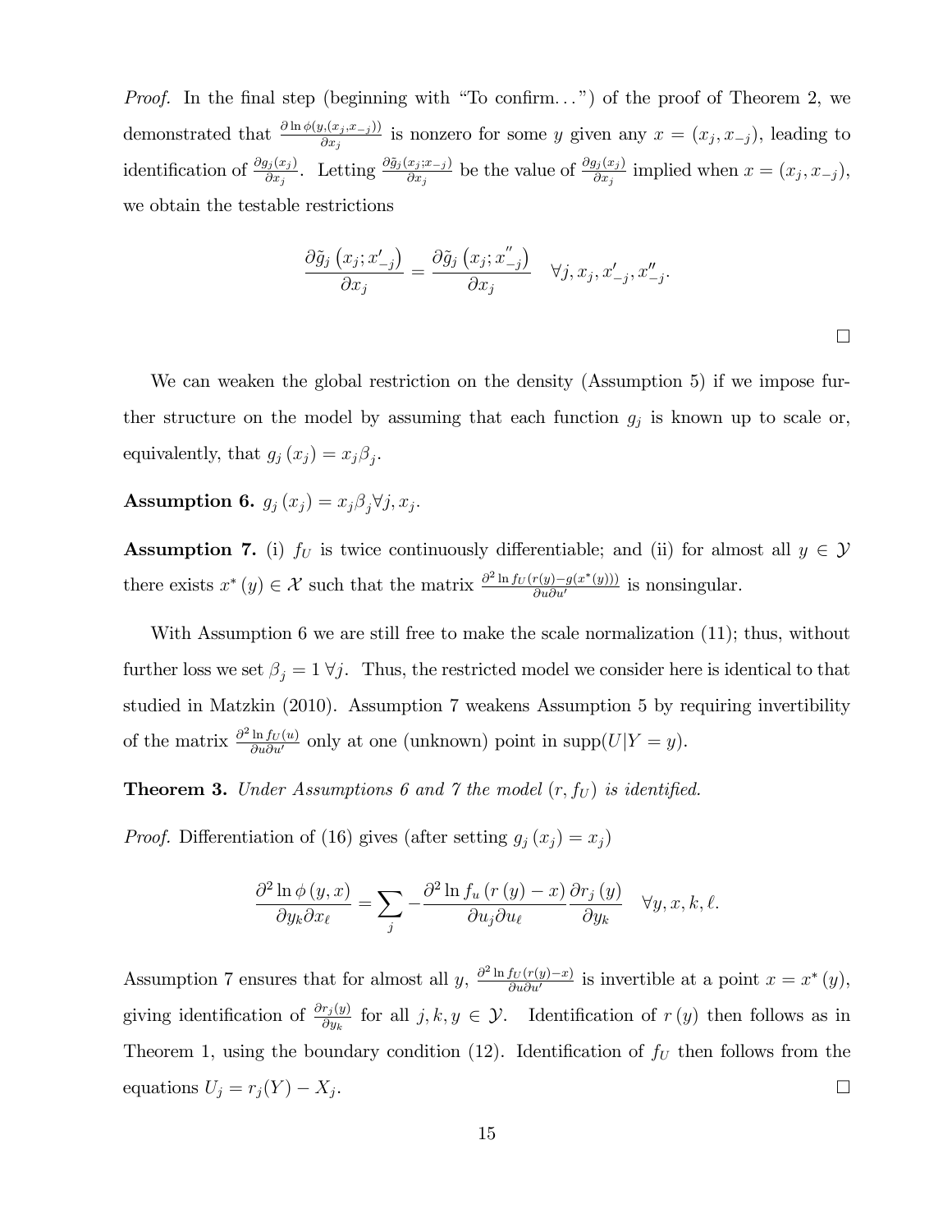*Proof.* In the final step (beginning with "To confirm...") of the proof of Theorem 2, we demonstrated that $\frac{\partial \ln \phi(y,(x_j,x_{-j}))}{\partial x_j}$ is nonzero for some $y$ given any $x = (x_j, x_{-j})$, leading to identification of $\frac{\partial g_j(x_j)}{\partial x_j}$. Letting $\frac{\partial \tilde{g}_j(x_j;x_{-j})}{\partial x_j}$ be the value of $\frac{\partial g_j(x_j)}{\partial x_j}$ implied when $x = (x_j, x_{-j})$, we obtain the testable restrictions

$$\frac{\partial \tilde{g}_j\left(x_j; x'_{-j}\right)}{\partial x_j} = \frac{\partial \tilde{g}_j\left(x_j; x''_{-j}\right)}{\partial x_j} \quad \forall j, x_j, x'_{-j}, x''_{-j}.$$

□

We can weaken the global restriction on the density (Assumption 5) if we impose further structure on the model by assuming that each function $g_j$ is known up to scale or, equivalently, that $g_j(x_j) = x_j \beta_j$.

**Assumption 6.** $g_j(x_j) = x_j \beta_j \forall j, x_j$.

**Assumption 7.** (i) $f_U$ is twice continuously differentiable; and (ii) for almost all $y \in \mathcal{Y}$ there exists $x^*(y) \in \mathcal{X}$ such that the matrix $\frac{\partial^2 \ln f_U(r(y)-g(x^*(y)))}{\partial u \partial u'}$ is nonsingular.

With Assumption 6 we are still free to make the scale normalization (11); thus, without further loss we set $\beta_j = 1 \; \forall j$. Thus, the restricted model we consider here is identical to that studied in Matzkin (2010). Assumption 7 weakens Assumption 5 by requiring invertibility of the matrix $\frac{\partial^2 \ln f_U(u)}{\partial u \partial u'}$ only at one (unknown) point in supp$(U|Y = y)$.

**Theorem 3.** *Under Assumptions 6 and 7 the model* $(r, f_U)$ *is identified.*

*Proof.* Differentiation of (16) gives (after setting $g_j(x_j) = x_j$)

$$\frac{\partial^2 \ln \phi(y,x)}{\partial y_k \partial x_\ell} = \sum_j -\frac{\partial^2 \ln f_u\left(r(y) - x\right)}{\partial u_j \partial u_\ell} \frac{\partial r_j(y)}{\partial y_k} \quad \forall y, x, k, \ell.$$

Assumption 7 ensures that for almost all $y$, $\frac{\partial^2 \ln f_U(r(y)-x)}{\partial u \partial u'}$ is invertible at a point $x = x^*(y)$, giving identification of $\frac{\partial r_j(y)}{\partial y_k}$ for all $j, k, y \in \mathcal{Y}$. Identification of $r(y)$ then follows as in Theorem 1, using the boundary condition (12). Identification of $f_U$ then follows from the equations $U_j = r_j(Y) - X_j$. □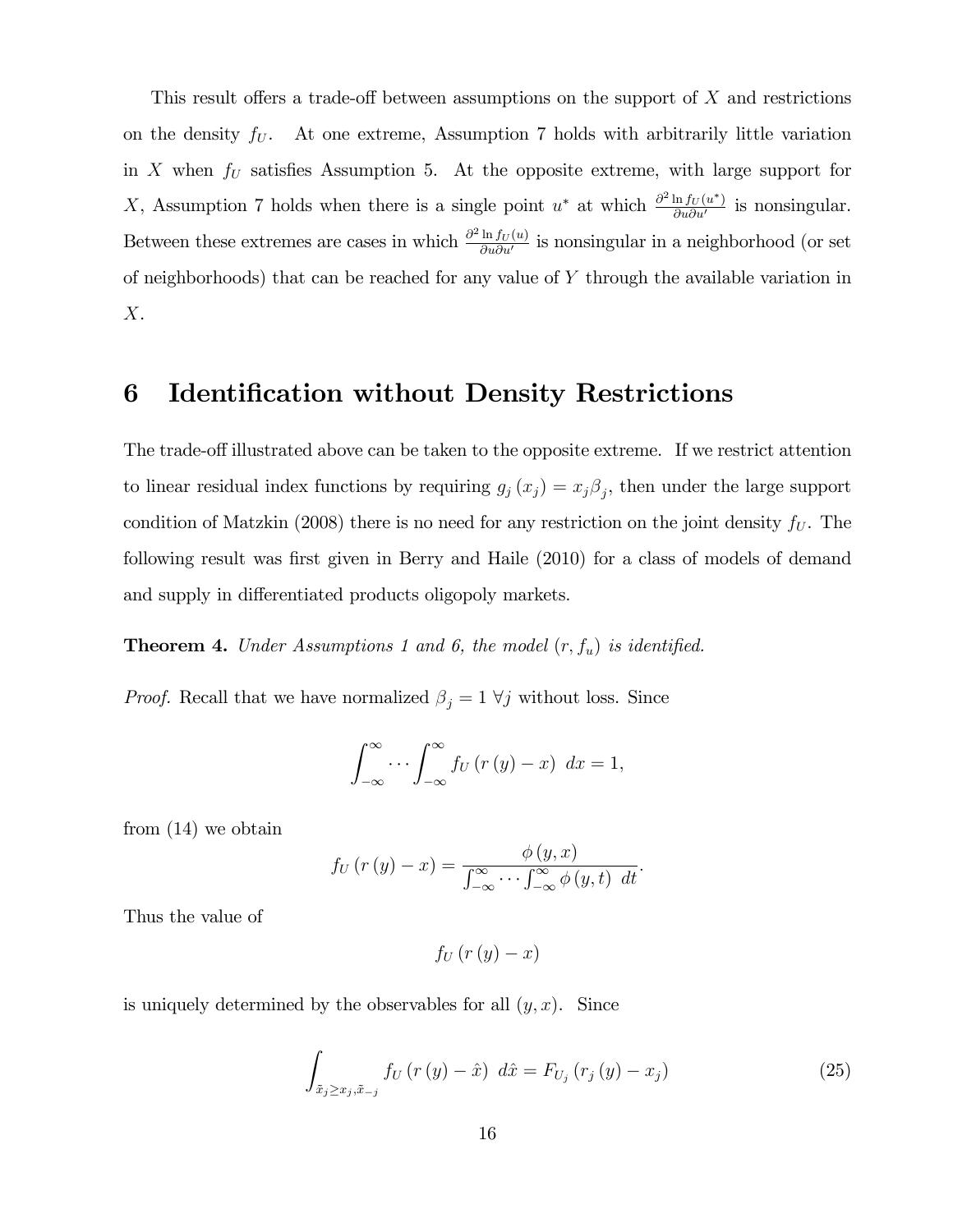This result offers a trade-off between assumptions on the support of $X$ and restrictions on the density $f_U$. At one extreme, Assumption 7 holds with arbitrarily little variation in $X$ when $f_U$ satisfies Assumption 5. At the opposite extreme, with large support for $X$, Assumption 7 holds when there is a single point $u^*$ at which $\frac{\partial^2 \ln f_U(u^*)}{\partial u \partial u'}$ is nonsingular. Between these extremes are cases in which $\frac{\partial^2 \ln f_U(u)}{\partial u \partial u'}$ is nonsingular in a neighborhood (or set of neighborhoods) that can be reached for any value of $Y$ through the available variation in $X$.

# 6 Identification without Density Restrictions

The trade-off illustrated above can be taken to the opposite extreme. If we restrict attention to linear residual index functions by requiring $g_j(x_j) = x_j \beta_j$, then under the large support condition of Matzkin (2008) there is no need for any restriction on the joint density $f_U$. The following result was first given in Berry and Haile (2010) for a class of models of demand and supply in differentiated products oligopoly markets.

**Theorem 4.** *Under Assumptions 1 and 6, the model $(r, f_u)$ is identified.*

*Proof.* Recall that we have normalized $\beta_j = 1 \; \forall j$ without loss. Since

$$\int_{-\infty}^{\infty} \cdots \int_{-\infty}^{\infty} f_U(r(y) - x) \; dx = 1,$$

from (14) we obtain

$$f_U(r(y) - x) = \frac{\phi(y, x)}{\int_{-\infty}^{\infty} \cdots \int_{-\infty}^{\infty} \phi(y, t) \; dt}.$$

Thus the value of

$$f_U(r(y) - x)$$

is uniquely determined by the observables for all $(y, x)$. Since

$$\int_{\tilde{x}_j \geq x_j, \tilde{x}_{-j}} f_U(r(y) - \hat{x}) \; d\hat{x} = F_{U_j}(r_j(y) - x_j) \tag{25}$$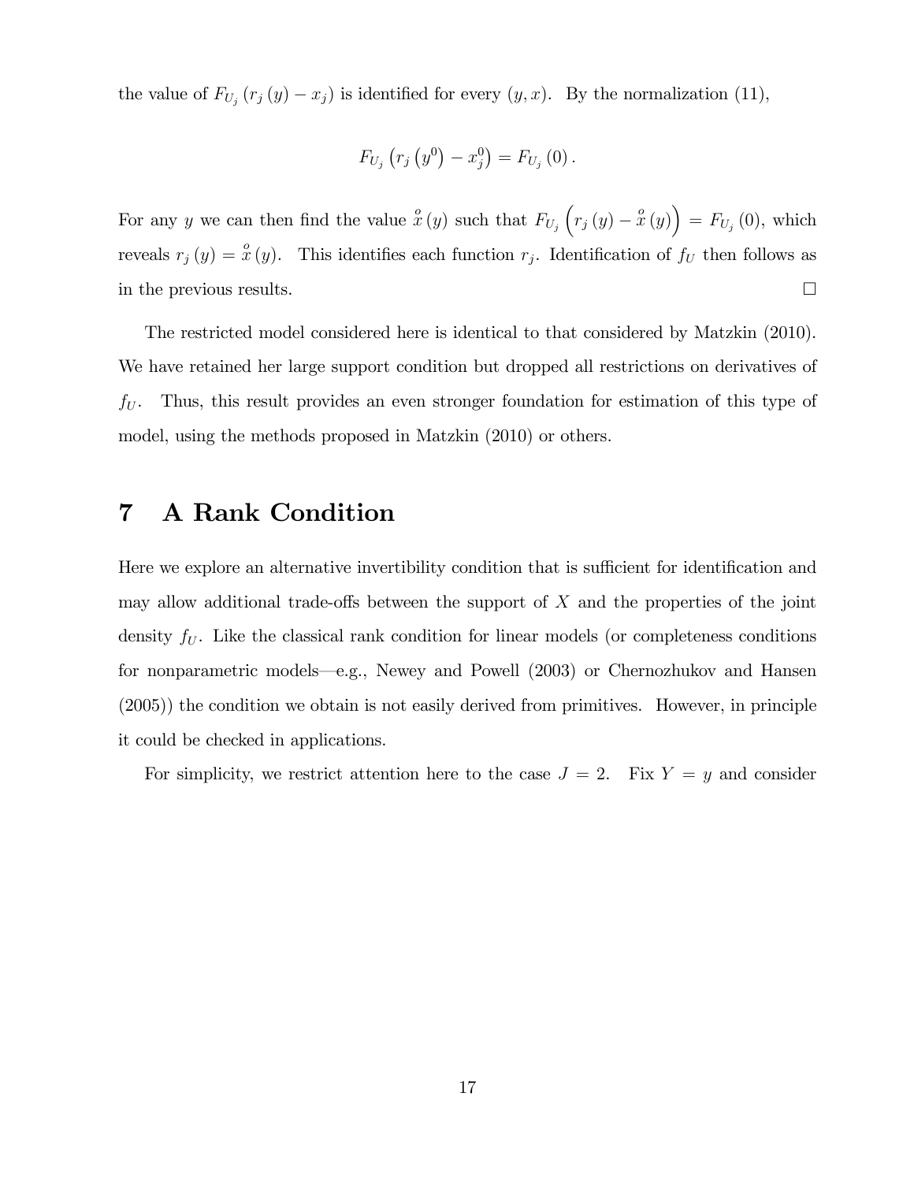the value of $F_{U_j}(r_j(y) - x_j)$ is identified for every $(y, x)$. By the normalization (11),

$$F_{U_j}\left(r_j\left(y^0\right) - x_j^0\right) = F_{U_j}(0).$$

For any $y$ we can then find the value $\overset{o}{x}(y)$ such that $F_{U_j}\left(r_j(y) - \overset{o}{x}(y)\right) = F_{U_j}(0)$, which reveals $r_j(y) = \overset{o}{x}(y)$. This identifies each function $r_j$. Identification of $f_U$ then follows as in the previous results. $\square$

The restricted model considered here is identical to that considered by Matzkin (2010). We have retained her large support condition but dropped all restrictions on derivatives of $f_U$. Thus, this result provides an even stronger foundation for estimation of this type of model, using the methods proposed in Matzkin (2010) or others.

# 7 A Rank Condition

Here we explore an alternative invertibility condition that is sufficient for identification and may allow additional trade-offs between the support of $X$ and the properties of the joint density $f_U$. Like the classical rank condition for linear models (or completeness conditions for nonparametric models—e.g., Newey and Powell (2003) or Chernozhukov and Hansen (2005)) the condition we obtain is not easily derived from primitives. However, in principle it could be checked in applications.

For simplicity, we restrict attention here to the case $J = 2$. Fix $Y = y$ and consider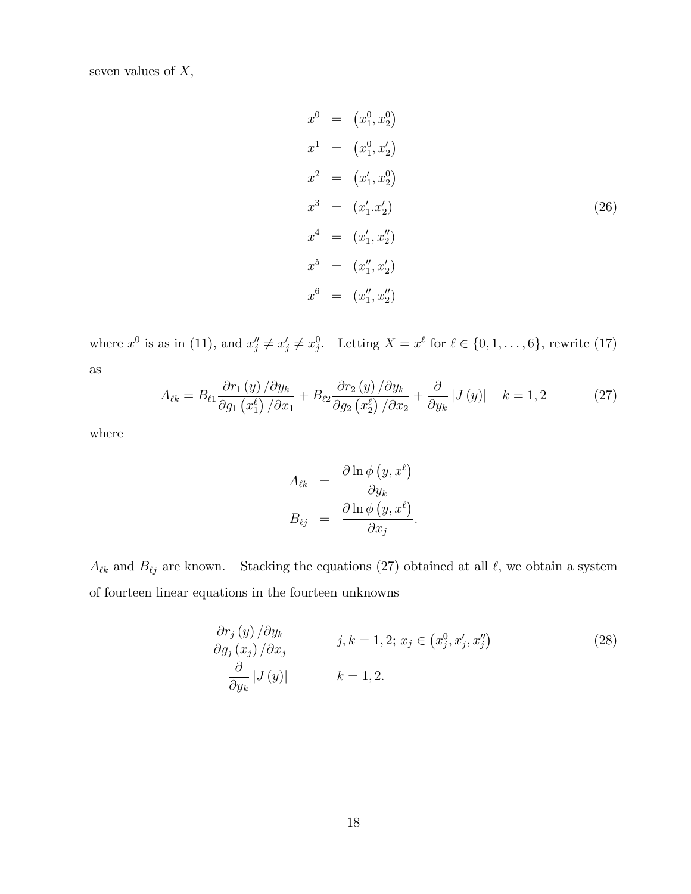seven values of $X$,

$$
\begin{aligned}
x^0 &= \left(x_1^0, x_2^0\right) \\
x^1 &= \left(x_1^0, x_2'\right) \\
x^2 &= \left(x_1', x_2^0\right) \\
x^3 &= \left(x_1'.x_2'\right) \\
x^4 &= \left(x_1', x_2''\right) \\
x^5 &= \left(x_1'', x_2'\right) \\
x^6 &= \left(x_1'', x_2''\right)
\end{aligned}
\tag{26}
$$

where $x^0$ is as in (11), and $x_j'' \neq x_j' \neq x_j^0$. Letting $X = x^\ell$ for $\ell \in \{0, 1, \ldots, 6\}$, rewrite (17) as

$$
A_{\ell k} = B_{\ell 1} \frac{\partial r_1(y) / \partial y_k}{\partial g_1\left(x_1^\ell\right) / \partial x_1} + B_{\ell 2} \frac{\partial r_2(y) / \partial y_k}{\partial g_2\left(x_2^\ell\right) / \partial x_2} + \frac{\partial}{\partial y_k} |J(y)| \quad k = 1, 2 \tag{27}
$$

where

$$
\begin{aligned}
A_{\ell k} &= \frac{\partial \ln \phi\left(y, x^\ell\right)}{\partial y_k} \\
B_{\ell j} &= \frac{\partial \ln \phi\left(y, x^\ell\right)}{\partial x_j}.
\end{aligned}
$$

$A_{\ell k}$ and $B_{\ell j}$ are known. Stacking the equations (27) obtained at all $\ell$, we obtain a system of fourteen linear equations in the fourteen unknowns

$$
\begin{aligned}
&\frac{\partial r_j(y) / \partial y_k}{\partial g_j(x_j) / \partial x_j} \qquad && j, k = 1, 2;\ x_j \in \left(x_j^0, x_j', x_j''\right) \\
&\frac{\partial}{\partial y_k} |J(y)| && k = 1, 2.
\end{aligned}
\tag{28}
$$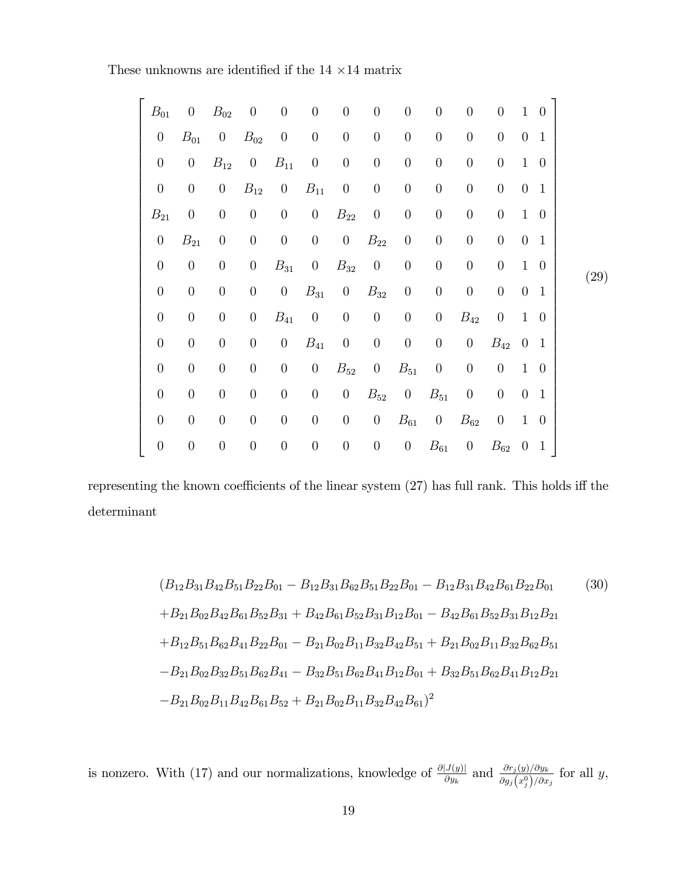These unknowns are identified if the 14 $\times$14 matrix

$$
\begin{bmatrix}
B_{01} & 0 & B_{02} & 0 & 0 & 0 & 0 & 0 & 0 & 0 & 0 & 0 & 1 & 0 \\
0 & B_{01} & 0 & B_{02} & 0 & 0 & 0 & 0 & 0 & 0 & 0 & 0 & 0 & 1 \\
0 & 0 & B_{12} & 0 & B_{11} & 0 & 0 & 0 & 0 & 0 & 0 & 0 & 1 & 0 \\
0 & 0 & 0 & B_{12} & 0 & B_{11} & 0 & 0 & 0 & 0 & 0 & 0 & 0 & 1 \\
B_{21} & 0 & 0 & 0 & 0 & 0 & B_{22} & 0 & 0 & 0 & 0 & 0 & 1 & 0 \\
0 & B_{21} & 0 & 0 & 0 & 0 & 0 & B_{22} & 0 & 0 & 0 & 0 & 0 & 1 \\
0 & 0 & 0 & 0 & B_{31} & 0 & B_{32} & 0 & 0 & 0 & 0 & 0 & 1 & 0 \\
0 & 0 & 0 & 0 & 0 & B_{31} & 0 & B_{32} & 0 & 0 & 0 & 0 & 0 & 1 \\
0 & 0 & 0 & 0 & B_{41} & 0 & 0 & 0 & 0 & 0 & B_{42} & 0 & 1 & 0 \\
0 & 0 & 0 & 0 & 0 & B_{41} & 0 & 0 & 0 & 0 & 0 & B_{42} & 0 & 1 \\
0 & 0 & 0 & 0 & 0 & 0 & B_{52} & 0 & B_{51} & 0 & 0 & 0 & 1 & 0 \\
0 & 0 & 0 & 0 & 0 & 0 & 0 & B_{52} & 0 & B_{51} & 0 & 0 & 0 & 1 \\
0 & 0 & 0 & 0 & 0 & 0 & 0 & 0 & B_{61} & 0 & B_{62} & 0 & 1 & 0 \\
0 & 0 & 0 & 0 & 0 & 0 & 0 & 0 & 0 & B_{61} & 0 & B_{62} & 0 & 1
\end{bmatrix}
\tag{29}
$$

representing the known coefficients of the linear system (27) has full rank. This holds iff the determinant

$$
\begin{aligned}
&(B_{12}B_{31}B_{42}B_{51}B_{22}B_{01} - B_{12}B_{31}B_{62}B_{51}B_{22}B_{01} - B_{12}B_{31}B_{42}B_{61}B_{22}B_{01} \\
&+B_{21}B_{02}B_{42}B_{61}B_{52}B_{31} + B_{42}B_{61}B_{52}B_{31}B_{12}B_{01} - B_{42}B_{61}B_{52}B_{31}B_{12}B_{21} \\
&+B_{12}B_{51}B_{62}B_{41}B_{22}B_{01} - B_{21}B_{02}B_{11}B_{32}B_{42}B_{51} + B_{21}B_{02}B_{11}B_{32}B_{62}B_{51} \\
&-B_{21}B_{02}B_{32}B_{51}B_{62}B_{41} - B_{32}B_{51}B_{62}B_{41}B_{12}B_{01} + B_{32}B_{51}B_{62}B_{41}B_{12}B_{21} \\
&-B_{21}B_{02}B_{11}B_{42}B_{61}B_{52} + B_{21}B_{02}B_{11}B_{32}B_{42}B_{61})^2
\end{aligned}
\tag{30}
$$

is nonzero. With (17) and our normalizations, knowledge of $\frac{\partial |J(y)|}{\partial y_k}$ and $\frac{\partial r_j(y)/\partial y_k}{\partial g_j\left(x_j^0\right)/\partial x_j}$ for all $y$,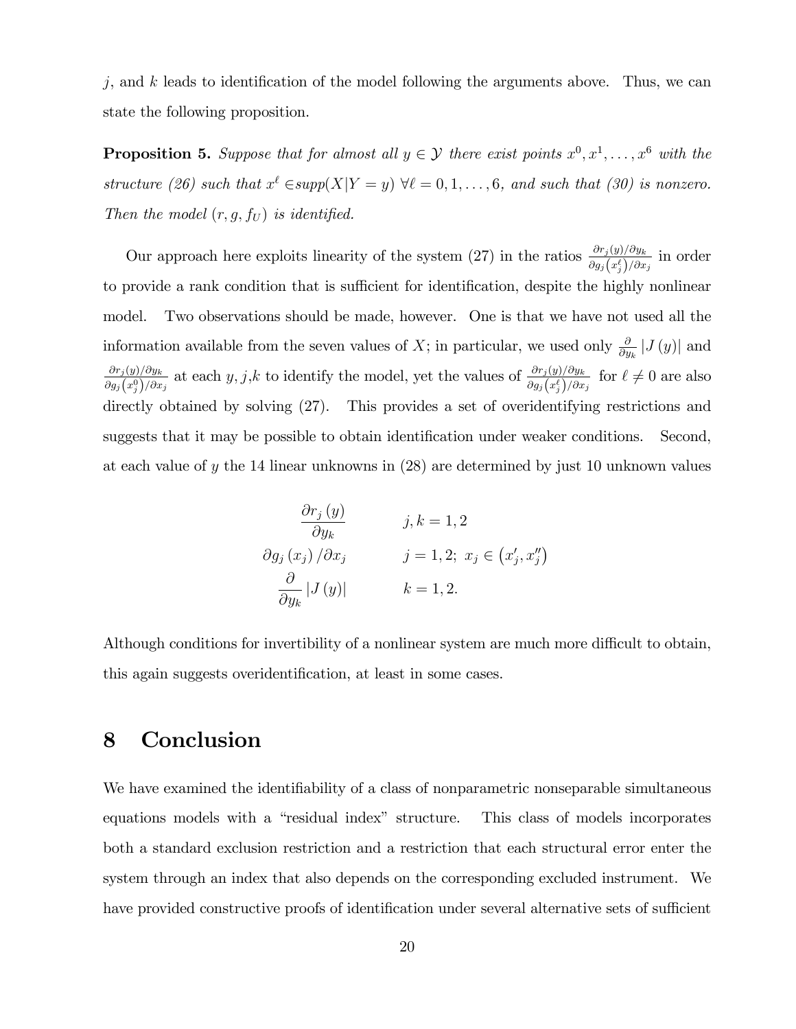$j$, and $k$ leads to identification of the model following the arguments above. Thus, we can state the following proposition.

**Proposition 5.** *Suppose that for almost all $y \in \mathcal{Y}$ there exist points $x^0, x^1, \ldots, x^6$ with the structure (26) such that $x^\ell \in supp(X|Y=y)$ $\forall \ell = 0, 1, \ldots, 6$, and such that (30) is nonzero. Then the model $(r, g, f_U)$ is identified.*

Our approach here exploits linearity of the system (27) in the ratios $\frac{\partial r_j(y)/\partial y_k}{\partial g_j\left(x_j^\ell\right)/\partial x_j}$ in order to provide a rank condition that is sufficient for identification, despite the highly nonlinear model. Two observations should be made, however. One is that we have not used all the information available from the seven values of $X$; in particular, we used only $\frac{\partial}{\partial y_k}|J(y)|$ and $\frac{\partial r_j(y)/\partial y_k}{\partial g_j\left(x_j^0\right)/\partial x_j}$ at each $y, j, k$ to identify the model, yet the values of $\frac{\partial r_j(y)/\partial y_k}{\partial g_j\left(x_j^\ell\right)/\partial x_j}$ for $\ell \neq 0$ are also directly obtained by solving (27). This provides a set of overidentifying restrictions and suggests that it may be possible to obtain identification under weaker conditions. Second, at each value of $y$ the 14 linear unknowns in (28) are determined by just 10 unknown values

$$
\begin{array}{ll}
\dfrac{\partial r_j(y)}{\partial y_k} & j, k = 1, 2 \\
\partial g_j(x_j)/\partial x_j & j = 1, 2;\; x_j \in \left(x_j', x_j''\right) \\
\dfrac{\partial}{\partial y_k}|J(y)| & k = 1, 2.
\end{array}
$$

Although conditions for invertibility of a nonlinear system are much more difficult to obtain, this again suggests overidentification, at least in some cases.

# 8 Conclusion

We have examined the identifiability of a class of nonparametric nonseparable simultaneous equations models with a "residual index" structure. This class of models incorporates both a standard exclusion restriction and a restriction that each structural error enter the system through an index that also depends on the corresponding excluded instrument. We have provided constructive proofs of identification under several alternative sets of sufficient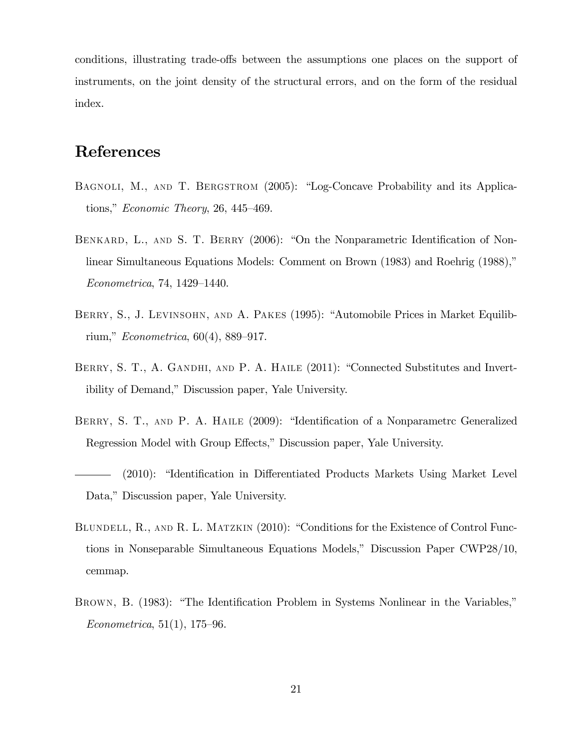conditions, illustrating trade-offs between the assumptions one places on the support of instruments, on the joint density of the structural errors, and on the form of the residual index.

# References

Bagnoli, M., and T. Bergstrom (2005): "Log-Concave Probability and its Applications," *Economic Theory*, 26, 445–469.

Benkard, L., and S. T. Berry (2006): "On the Nonparametric Identification of Nonlinear Simultaneous Equations Models: Comment on Brown (1983) and Roehrig (1988)," *Econometrica*, 74, 1429–1440.

Berry, S., J. Levinsohn, and A. Pakes (1995): "Automobile Prices in Market Equilibrium," *Econometrica*, 60(4), 889–917.

Berry, S. T., A. Gandhi, and P. A. Haile (2011): "Connected Substitutes and Invertibility of Demand," Discussion paper, Yale University.

Berry, S. T., and P. A. Haile (2009): "Identification of a Nonparametrc Generalized Regression Model with Group Effects," Discussion paper, Yale University.

——— (2010): "Identification in Differentiated Products Markets Using Market Level Data," Discussion paper, Yale University.

Blundell, R., and R. L. Matzkin (2010): "Conditions for the Existence of Control Functions in Nonseparable Simultaneous Equations Models," Discussion Paper CWP28/10, cemmap.

Brown, B. (1983): "The Identification Problem in Systems Nonlinear in the Variables," *Econometrica*, 51(1), 175–96.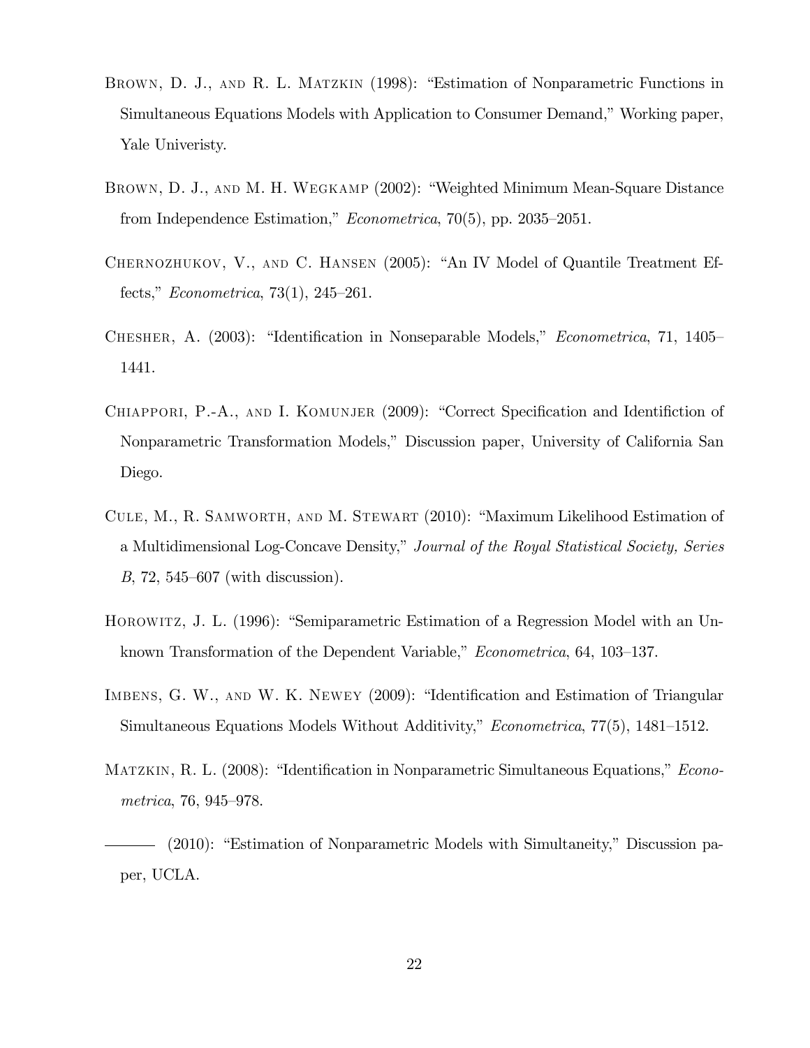Brown, D. J., and R. L. Matzkin (1998): "Estimation of Nonparametric Functions in Simultaneous Equations Models with Application to Consumer Demand," Working paper, Yale Univeristy.

Brown, D. J., and M. H. Wegkamp (2002): "Weighted Minimum Mean-Square Distance from Independence Estimation," *Econometrica*, 70(5), pp. 2035–2051.

Chernozhukov, V., and C. Hansen (2005): "An IV Model of Quantile Treatment Effects," *Econometrica*, 73(1), 245–261.

Chesher, A. (2003): "Identification in Nonseparable Models," *Econometrica*, 71, 1405–1441.

Chiappori, P.-A., and I. Komunjer (2009): "Correct Specification and Identifiction of Nonparametric Transformation Models," Discussion paper, University of California San Diego.

Cule, M., R. Samworth, and M. Stewart (2010): "Maximum Likelihood Estimation of a Multidimensional Log-Concave Density," *Journal of the Royal Statistical Society, Series B*, 72, 545–607 (with discussion).

Horowitz, J. L. (1996): "Semiparametric Estimation of a Regression Model with an Unknown Transformation of the Dependent Variable," *Econometrica*, 64, 103–137.

Imbens, G. W., and W. K. Newey (2009): "Identification and Estimation of Triangular Simultaneous Equations Models Without Additivity," *Econometrica*, 77(5), 1481–1512.

Matzkin, R. L. (2008): "Identification in Nonparametric Simultaneous Equations," *Econometrica*, 76, 945–978.

——— (2010): "Estimation of Nonparametric Models with Simultaneity," Discussion paper, UCLA.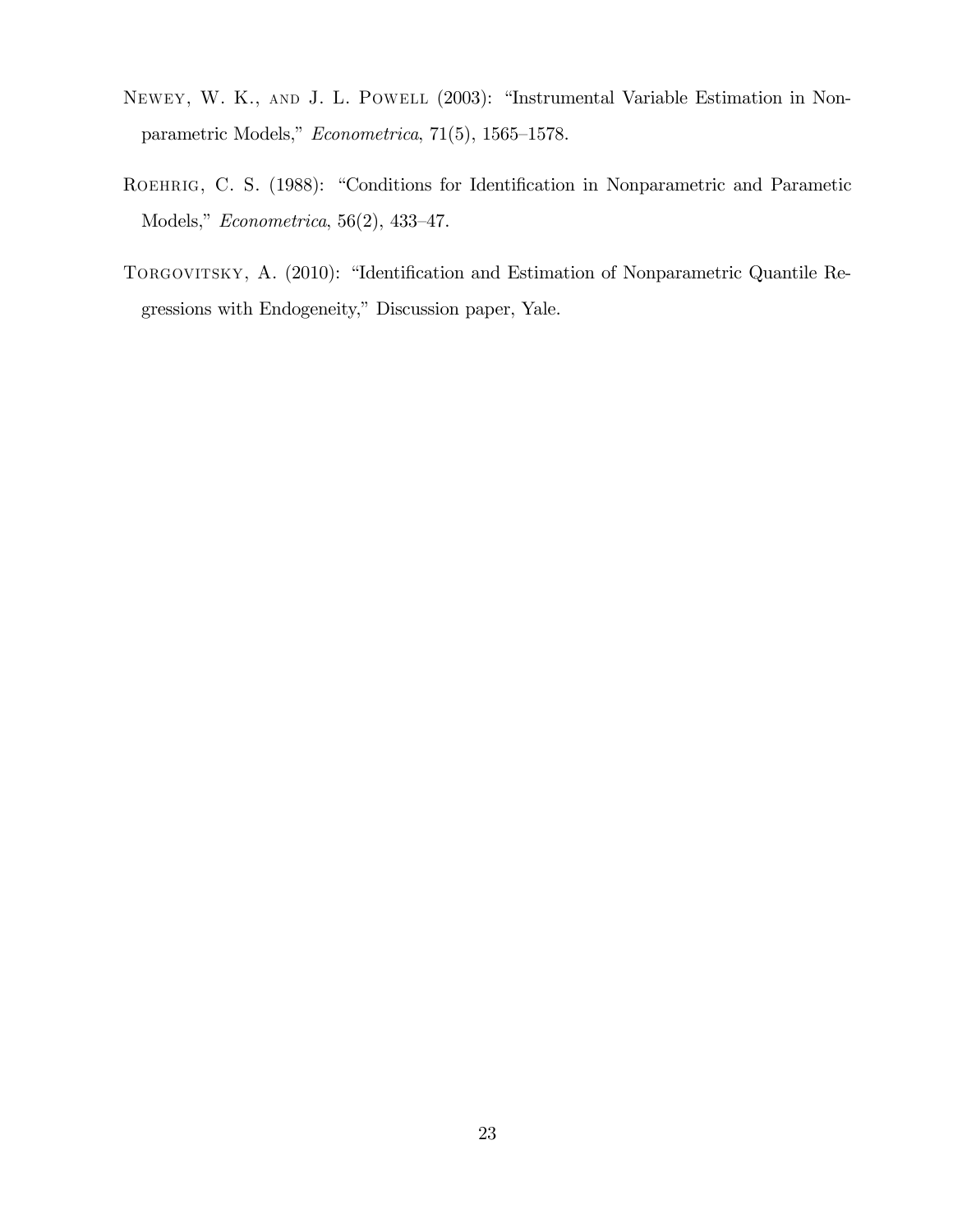Newey, W. K., and J. L. Powell (2003): "Instrumental Variable Estimation in Nonparametric Models," *Econometrica*, 71(5), 1565–1578.

Roehrig, C. S. (1988): "Conditions for Identification in Nonparametric and Parametic Models," *Econometrica*, 56(2), 433–47.

Torgovitsky, A. (2010): "Identification and Estimation of Nonparametric Quantile Regressions with Endogeneity," Discussion paper, Yale.